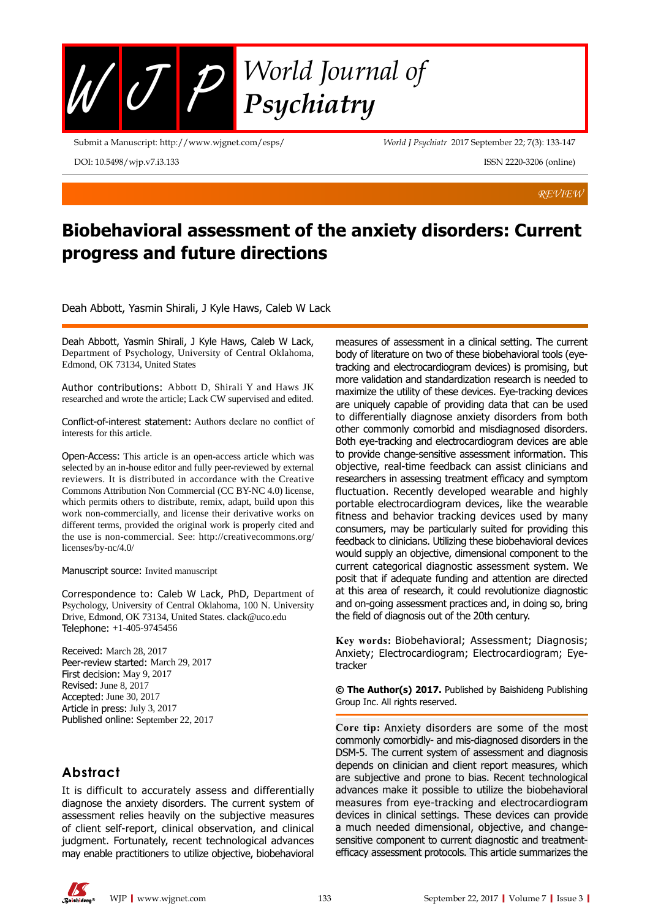# Biobehavioral assessment of the anxiety disorders: Current progress and future directions

Deah Abbott, Yasmin Shirali, J Kyle Haws, Caleb W Lack

Deah Abbott, Yasmin Shirali, J Kyle Haws, Caleb W Lack, Department of Psychology, University of Central Oklahoma, Edmond, OK 73134, United States

Author contributions: Abbott D, Shirali Y and Haws JK researched and wrote the article; Lack CW supervised and edited.

Conflict-of-interest statement: Authors declare no conflict of interests for this article.

Open-Access: This article is an open-access article which was selected by an in-house editor and fully peer-reviewed by external reviewers. It is distributed in accordance with the Creative Commons Attribution Non Commercial (CC BY-NC 4.0) license, which permits others to distribute, remix, adapt, build upon this work non-commercially, and license their derivative works on different terms, provided the original work is properly cited and the use is non-commercial. See: http://creativecommons.org/licenses/by-nc/4.0/

Manuscript source: Invited manuscript

Correspondence to: Caleb W Lack, PhD, Department of Psychology, University of Central Oklahoma, 100 N. University Drive, Edmond, OK 73134, United States. clack@uco.edu
Telephone: +1-405-9745456

Received: March 28, 2017
Peer-review started: March 29, 2017
First decision: May 9, 2017
Revised: June 8, 2017
Accepted: June 30, 2017
Article in press: July 3, 2017
Published online: September 22, 2017

## Abstract

It is difficult to accurately assess and differentially diagnose the anxiety disorders. The current system of assessment relies heavily on the subjective measures of client self-report, clinical observation, and clinical judgment. Fortunately, recent technological advances may enable practitioners to utilize objective, biobehavioral measures of assessment in a clinical setting. The current body of literature on two of these biobehavioral tools (eye-tracking and electrocardiogram devices) is promising, but more validation and standardization research is needed to maximize the utility of these devices. Eye-tracking devices are uniquely capable of providing data that can be used to differentially diagnose anxiety disorders from both other commonly comorbid and misdiagnosed disorders. Both eye-tracking and electrocardiogram devices are able to provide change-sensitive assessment information. This objective, real-time feedback can assist clinicians and researchers in assessing treatment efficacy and symptom fluctuation. Recently developed wearable and highly portable electrocardiogram devices, like the wearable fitness and behavior tracking devices used by many consumers, may be particularly suited for providing this feedback to clinicians. Utilizing these biobehavioral devices would supply an objective, dimensional component to the current categorical diagnostic assessment system. We posit that if adequate funding and attention are directed at this area of research, it could revolutionize diagnostic and on-going assessment practices and, in doing so, bring the field of diagnosis out of the 20th century.

**Key words:** Biobehavioral; Assessment; Diagnosis; Anxiety; Electrocardiogram; Electrocardiogram; Eye-tracker

**© The Author(s) 2017.** Published by Baishideng Publishing Group Inc. All rights reserved.

**Core tip:** Anxiety disorders are some of the most commonly comorbidly- and mis-diagnosed disorders in the DSM-5. The current system of assessment and diagnosis depends on clinician and client report measures, which are subjective and prone to bias. Recent technological advances make it possible to utilize the biobehavioral measures from eye-tracking and electrocardiogram devices in clinical settings. These devices can provide a much needed dimensional, objective, and change-sensitive component to current diagnostic and treatment-efficacy assessment protocols. This article summarizes the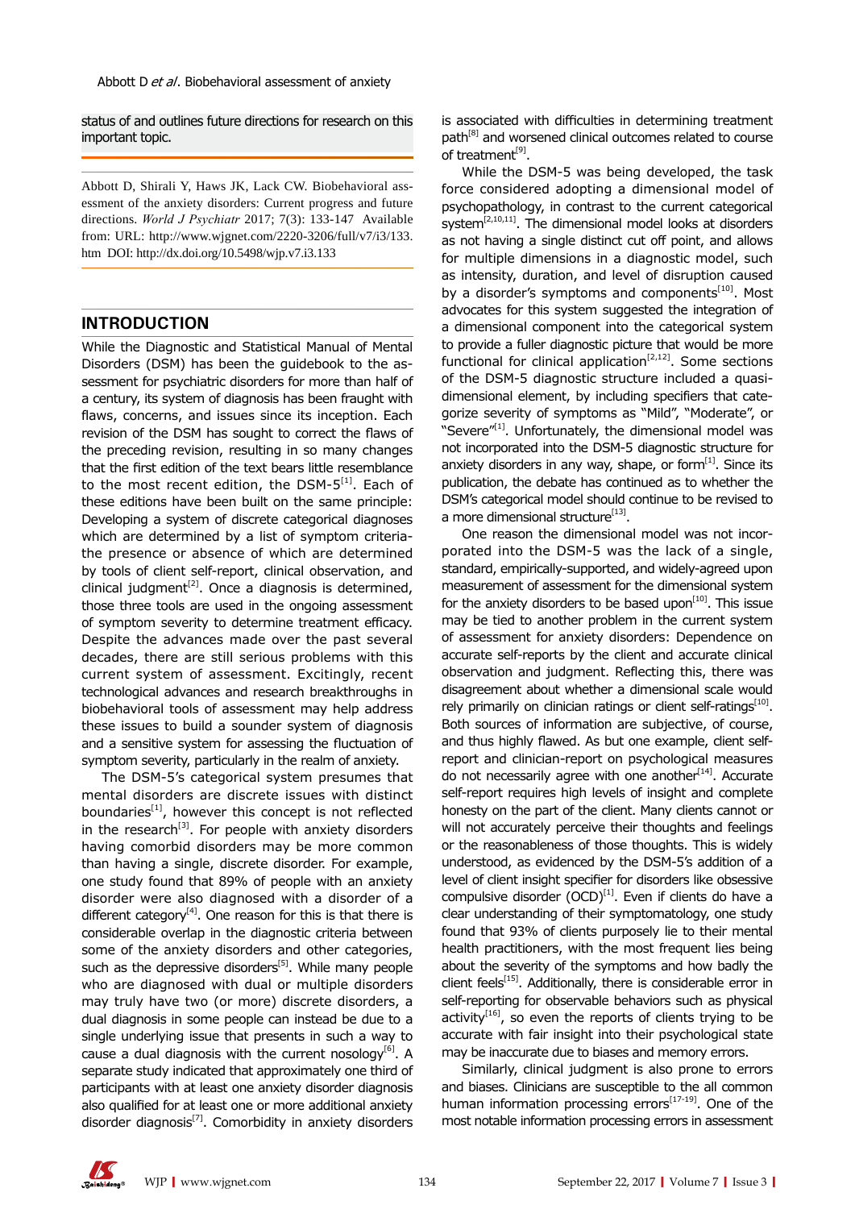status of and outlines future directions for research on this important topic.

Abbott D, Shirali Y, Haws JK, Lack CW. Biobehavioral assessment of the anxiety disorders: Current progress and future directions. *World J Psychiatr* 2017; 7(3): 133-147 Available from: URL: http://www.wjgnet.com/2220-3206/full/v7/i3/133.htm DOI: http://dx.doi.org/10.5498/wjp.v7.i3.133

## INTRODUCTION

While the Diagnostic and Statistical Manual of Mental Disorders (DSM) has been the guidebook to the assessment for psychiatric disorders for more than half of a century, its system of diagnosis has been fraught with flaws, concerns, and issues since its inception. Each revision of the DSM has sought to correct the flaws of the preceding revision, resulting in so many changes that the first edition of the text bears little resemblance to the most recent edition, the DSM-5[1]. Each of these editions have been built on the same principle: Developing a system of discrete categorical diagnoses which are determined by a list of symptom criteria-the presence or absence of which are determined by tools of client self-report, clinical observation, and clinical judgment[2]. Once a diagnosis is determined, those three tools are used in the ongoing assessment of symptom severity to determine treatment efficacy. Despite the advances made over the past several decades, there are still serious problems with this current system of assessment. Excitingly, recent technological advances and research breakthroughs in biobehavioral tools of assessment may help address these issues to build a sounder system of diagnosis and a sensitive system for assessing the fluctuation of symptom severity, particularly in the realm of anxiety.

The DSM-5's categorical system presumes that mental disorders are discrete issues with distinct boundaries[1], however this concept is not reflected in the research[3]. For people with anxiety disorders having comorbid disorders may be more common than having a single, discrete disorder. For example, one study found that 89% of people with an anxiety disorder were also diagnosed with a disorder of a different category[4]. One reason for this is that there is considerable overlap in the diagnostic criteria between some of the anxiety disorders and other categories, such as the depressive disorders[5]. While many people who are diagnosed with dual or multiple disorders may truly have two (or more) discrete disorders, a dual diagnosis in some people can instead be due to a single underlying issue that presents in such a way to cause a dual diagnosis with the current nosology[6]. A separate study indicated that approximately one third of participants with at least one anxiety disorder diagnosis also qualified for at least one or more additional anxiety disorder diagnosis[7]. Comorbidity in anxiety disorders is associated with difficulties in determining treatment path[8] and worsened clinical outcomes related to course of treatment[9].

While the DSM-5 was being developed, the task force considered adopting a dimensional model of psychopathology, in contrast to the current categorical system[2,10,11]. The dimensional model looks at disorders as not having a single distinct cut off point, and allows for multiple dimensions in a diagnostic model, such as intensity, duration, and level of disruption caused by a disorder's symptoms and components[10]. Most advocates for this system suggested the integration of a dimensional component into the categorical system to provide a fuller diagnostic picture that would be more functional for clinical application[2,12]. Some sections of the DSM-5 diagnostic structure included a quasi-dimensional element, by including specifiers that categorize severity of symptoms as "Mild", "Moderate", or "Severe"[1]. Unfortunately, the dimensional model was not incorporated into the DSM-5 diagnostic structure for anxiety disorders in any way, shape, or form[1]. Since its publication, the debate has continued as to whether the DSM's categorical model should continue to be revised to a more dimensional structure[13].

One reason the dimensional model was not incorporated into the DSM-5 was the lack of a single, standard, empirically-supported, and widely-agreed upon measurement of assessment for the dimensional system for the anxiety disorders to be based upon[10]. This issue may be tied to another problem in the current system of assessment for anxiety disorders: Dependence on accurate self-reports by the client and accurate clinical observation and judgment. Reflecting this, there was disagreement about whether a dimensional scale would rely primarily on clinician ratings or client self-ratings[10]. Both sources of information are subjective, of course, and thus highly flawed. As but one example, client self-report and clinician-report on psychological measures do not necessarily agree with one another[14]. Accurate self-reports requires high levels of insight and complete honesty on the part of the client. Many clients cannot or will not accurately perceive their thoughts and feelings or the reasonableness of those thoughts. This is widely understood, as evidenced by the DSM-5's addition of a level of client insight specifier for disorders like obsessive compulsive disorder (OCD)[1]. Even if clients do have a clear understanding of their symptomatology, one study found that 93% of clients purposely lie to their mental health practitioners, with the most frequent lies being about the severity of the symptoms and how badly the client feels[15]. Additionally, there is considerable error in self-reporting for observable behaviors such as physical activity[16], so even the reports of clients trying to be accurate with fair insight into their psychological state may be inaccurate due to biases and memory errors.

Similarly, clinical judgment is also prone to errors and biases. Clinicians are susceptible to the all common human information processing errors[17-19]. One of the most notable information processing errors in assessment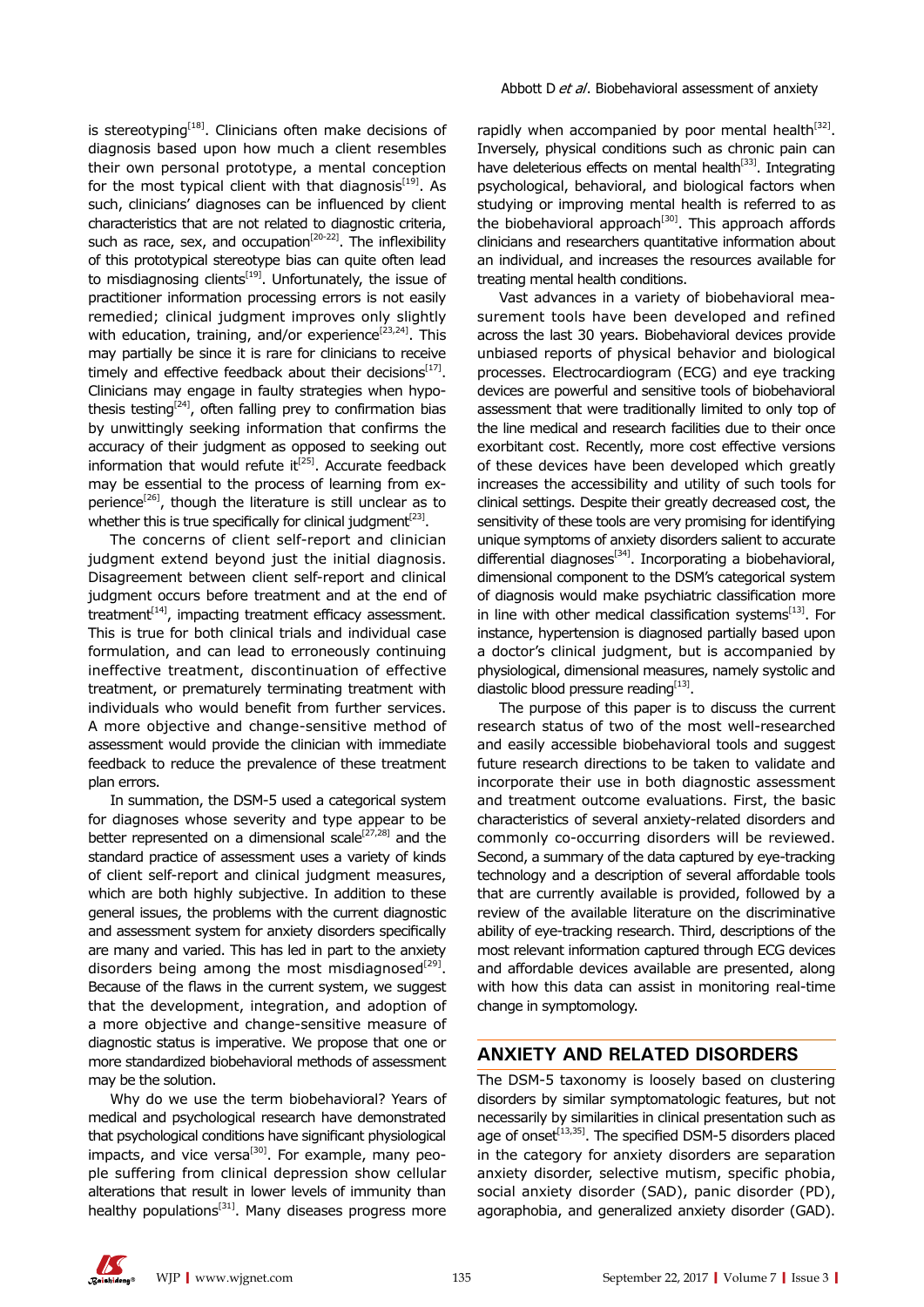is stereotyping[18]. Clinicians often make decisions of diagnosis based upon how much a client resembles their own personal prototype, a mental conception for the most typical client with that diagnosis[19]. As such, clinicians' diagnoses can be influenced by client characteristics that are not related to diagnostic criteria, such as race, sex, and occupation[20-22]. The inflexibility of this prototypical stereotype bias can quite often lead to misdiagnosing clients[19]. Unfortunately, the issue of practitioner information processing errors is not easily remedied; clinical judgment improves only slightly with education, training, and/or experience[23,24]. This may partially be since it is rare for clinicians to receive timely and effective feedback about their decisions[17]. Clinicians may engage in faulty strategies when hypothesis testing[24], often falling prey to confirmation bias by unwittingly seeking information that confirms the accuracy of their judgment as opposed to seeking out information that would refute it[25]. Accurate feedback may be essential to the process of learning from experience[26], though the literature is still unclear as to whether this is true specifically for clinical judgment[23].

The concerns of client self-report and clinician judgment extend beyond just the initial diagnosis. Disagreement between client self-report and clinical judgment occurs before treatment and at the end of treatment[14], impacting treatment efficacy assessment. This is true for both clinical trials and individual case formulation, and can lead to erroneously continuing ineffective treatment, discontinuation of effective treatment, or prematurely terminating treatment with individuals who would benefit from further services. A more objective and change-sensitive method of assessment would provide the clinician with immediate feedback to reduce the prevalence of these treatment plan errors.

In summation, the DSM-5 used a categorical system for diagnoses whose severity and type appear to be better represented on a dimensional scale[27,28] and the standard practice of assessment uses a variety of kinds of client self-report and clinical judgment measures, which are both highly subjective. In addition to these general issues, the problems with the current diagnostic and assessment system for anxiety disorders specifically are many and varied. This has led in part to the anxiety disorders being among the most misdiagnosed[29]. Because of the flaws in the current system, we suggest that the development, integration, and adoption of a more objective and change-sensitive measure of diagnostic status is imperative. We propose that one or more standardized biobehavioral methods of assessment may be the solution.

Why do we use the term biobehavioral? Years of medical and psychological research have demonstrated that psychological conditions have significant physiological impacts, and vice versa[30]. For example, many people suffering from clinical depression show cellular alterations that result in lower levels of immunity than healthy populations[31]. Many diseases progress more rapidly when accompanied by poor mental health[32]. Inversely, physical conditions such as chronic pain can have deleterious effects on mental health[33]. Integrating psychological, behavioral, and biological factors when studying or improving mental health is referred to as the biobehavioral approach[30]. This approach affords clinicians and researchers quantitative information about an individual, and increases the resources available for treating mental health conditions.

Vast advances in a variety of biobehavioral measurement tools have been developed and refined across the last 30 years. Biobehavioral devices provide unbiased reports of physical behavior and biological processes. Electrocardiogram (ECG) and eye tracking devices are powerful and sensitive tools of biobehavioral assessment that were traditionally limited to only top of the line medical and research facilities due to their once exorbitant cost. Recently, more cost effective versions of these devices have been developed which greatly increases the accessibility and utility of such tools for clinical settings. Despite their greatly decreased cost, the sensitivity of these tools are very promising for identifying unique symptoms of anxiety disorders salient to accurate differential diagnoses[34]. Incorporating a biobehavioral, dimensional component to the DSM's categorical system of diagnosis would make psychiatric classification more in line with other medical classification systems[13]. For instance, hypertension is diagnosed partially based upon a doctor's clinical judgment, but is accompanied by physiological, dimensional measures, namely systolic and diastolic blood pressure reading[13].

The purpose of this paper is to discuss the current research status of two of the most well-researched and easily accessible biobehavioral tools and suggest future research directions to be taken to validate and incorporate their use in both diagnostic assessment and treatment outcome evaluations. First, the basic characteristics of several anxiety-related disorders and commonly co-occurring disorders will be reviewed. Second, a summary of the data captured by eye-tracking technology and a description of several affordable tools that are currently available is provided, followed by a review of the available literature on the discriminative ability of eye-tracking research. Third, descriptions of the most relevant information captured through ECG devices and affordable devices available are presented, along with how this data can assist in monitoring real-time change in symptomology.

## ANXIETY AND RELATED DISORDERS

The DSM-5 taxonomy is loosely based on clustering disorders by similar symptomatologic features, but not necessarily by similarities in clinical presentation such as age of onset[13,35]. The specified DSM-5 disorders placed in the category for anxiety disorders are separation anxiety disorder, selective mutism, specific phobia, social anxiety disorder (SAD), panic disorder (PD), agoraphobia, and generalized anxiety disorder (GAD).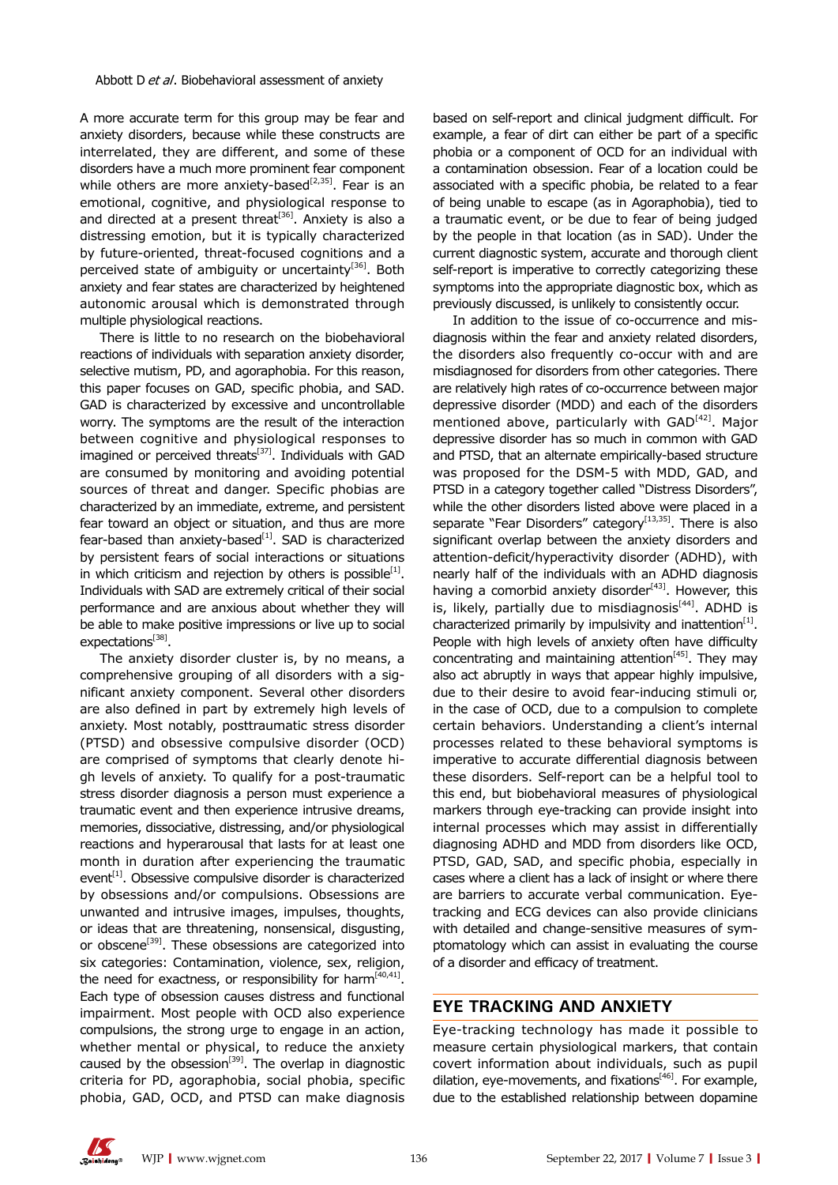A more accurate term for this group may be fear and anxiety disorders, because while these constructs are interrelated, they are different, and some of these disorders have a much more prominent fear component while others are more anxiety-based[2,35]. Fear is an emotional, cognitive, and physiological response to and directed at a present threat[36]. Anxiety is also a distressing emotion, but it is typically characterized by future-oriented, threat-focused cognitions and a perceived state of ambiguity or uncertainty[36]. Both anxiety and fear states are characterized by heightened autonomic arousal which is demonstrated through multiple physiological reactions.

There is little to no research on the biobehavioral reactions of individuals with separation anxiety disorder, selective mutism, PD, and agoraphobia. For this reason, this paper focuses on GAD, specific phobia, and SAD. GAD is characterized by excessive and uncontrollable worry. The symptoms are the result of the interaction between cognitive and physiological responses to imagined or perceived threats[37]. Individuals with GAD are consumed by monitoring and avoiding potential sources of threat and danger. Specific phobias are characterized by an immediate, extreme, and persistent fear toward an object or situation, and thus are more fear-based than anxiety-based[1]. SAD is characterized by persistent fears of social interactions or situations in which criticism and rejection by others is possible[1]. Individuals with SAD are extremely critical of their social performance and are anxious about whether they will be able to make positive impressions or live up to social expectations[38].

The anxiety disorder cluster is, by no means, a comprehensive grouping of all disorders with a significant anxiety component. Several other disorders are also defined in part by extremely high levels of anxiety. Most notably, posttraumatic stress disorder (PTSD) and obsessive compulsive disorder (OCD) are comprised of symptoms that clearly denote high levels of anxiety. To qualify for a post-traumatic stress disorder diagnosis a person must experience a traumatic event and then experience intrusive dreams, memories, dissociative, distressing, and/or physiological reactions and hyperarousal that lasts for at least one month in duration after experiencing the traumatic event[1]. Obsessive compulsive disorder is characterized by obsessions and/or compulsions. Obsessions are unwanted and intrusive images, impulses, thoughts, or ideas that are threatening, nonsensical, disgusting, or obscene[39]. These obsessions are categorized into six categories: Contamination, violence, sex, religion, the need for exactness, or responsibility for harm[40,41]. Each type of obsession causes distress and functional impairment. Most people with OCD also experience compulsions, the strong urge to engage in an action, whether mental or physical, to reduce the anxiety caused by the obsession[39]. The overlap in diagnostic criteria for PD, agoraphobia, social phobia, specific phobia, GAD, OCD, and PTSD can make diagnosis based on self-report and clinical judgment difficult. For example, a fear of dirt can either be part of a specific phobia or a component of OCD for an individual with a contamination obsession. Fear of a location could be associated with a specific phobia, be related to a fear of being unable to escape (as in Agoraphobia), tied to a traumatic event, or be due to fear of being judged by the people in that location (as in SAD). Under the current diagnostic system, accurate and thorough client self-report is imperative to correctly categorizing these symptoms into the appropriate diagnostic box, which as previously discussed, is unlikely to consistently occur.

In addition to the issue of co-occurrence and misdiagnosis within the fear and anxiety related disorders, the disorders also frequently co-occur with and are misdiagnosed for disorders from other categories. There are relatively high rates of co-occurrence between major depressive disorder (MDD) and each of the disorders mentioned above, particularly with GAD[42]. Major depressive disorder has so much in common with GAD and PTSD, that an alternate empirically-based structure was proposed for the DSM-5 with MDD, GAD, and PTSD in a category together called "Distress Disorders", while the other disorders listed above were placed in a separate "Fear Disorders" category[13,35]. There is also significant overlap between the anxiety disorders and attention-deficit/hyperactivity disorder (ADHD), with nearly half of the individuals with an ADHD diagnosis having a comorbid anxiety disorder[43]. However, this is, likely, partially due to misdiagnosis[44]. ADHD is characterized primarily by impulsivity and inattention[1]. People with high levels of anxiety often have difficulty concentrating and maintaining attention[45]. They may also act abruptly in ways that appear highly impulsive, due to their desire to avoid fear-inducing stimuli or, in the case of OCD, due to a compulsion to complete certain behaviors. Understanding a client's internal processes related to these behavioral symptoms is imperative to accurate differential diagnosis between these disorders. Self-report can be a helpful tool to this end, but biobehavioral measures of physiological markers through eye-tracking can provide insight into internal processes which may assist in differentially diagnosing ADHD and MDD from disorders like OCD, PTSD, GAD, SAD, and specific phobia, especially in cases where a client has a lack of insight or where there are barriers to accurate verbal communication. Eye-tracking and ECG devices can also provide clinicians with detailed and change-sensitive measures of symptomatology which can assist in evaluating the course of a disorder and efficacy of treatment.

## EYE TRACKING AND ANXIETY

Eye-tracking technology has made it possible to measure certain physiological markers, that contain covert information about individuals, such as pupil dilation, eye-movements, and fixations[46]. For example, due to the established relationship between dopamine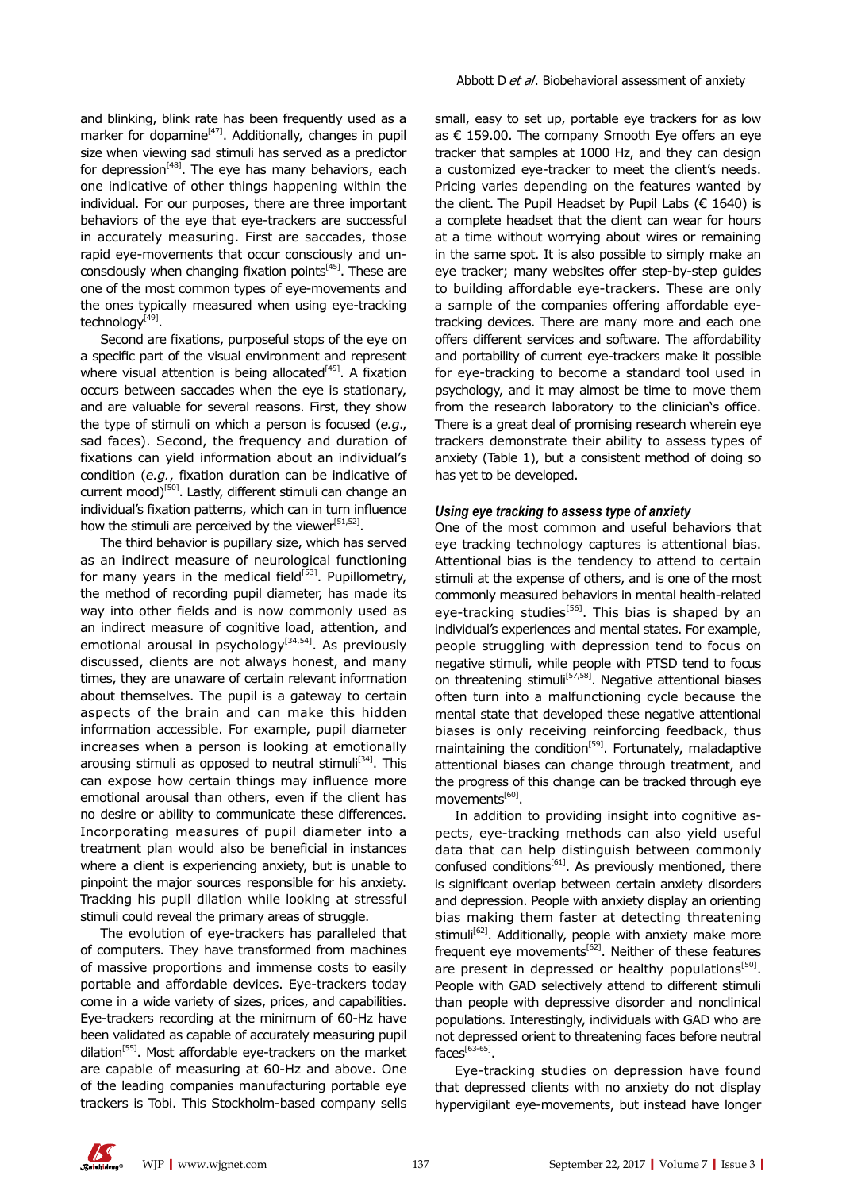and blinking, blink rate has been frequently used as a marker for dopamine[47]. Additionally, changes in pupil size when viewing sad stimuli has served as a predictor for depression[48]. The eye has many behaviors, each one indicative of other things happening within the individual. For our purposes, there are three important behaviors of the eye that eye-trackers are successful in accurately measuring. First are saccades, those rapid eye-movements that occur consciously and unconsciously when changing fixation points[45]. These are one of the most common types of eye-movements and the ones typically measured when using eye-tracking technology[49].

Second are fixations, purposeful stops of the eye on a specific part of the visual environment and represent where visual attention is being allocated[45]. A fixation occurs between saccades when the eye is stationary, and are valuable for several reasons. First, they show the type of stimuli on which a person is focused (*e.g.*, sad faces). Second, the frequency and duration of fixations can yield information about an individual's condition (*e.g.*, fixation duration can be indicative of current mood)[50]. Lastly, different stimuli can change an individual's fixation patterns, which can in turn influence how the stimuli are perceived by the viewer[51,52].

The third behavior is pupillary size, which has served as an indirect measure of neurological functioning for many years in the medical field[53]. Pupillometry, the method of recording pupil diameter, has made its way into other fields and is now commonly used as an indirect measure of cognitive load, attention, and emotional arousal in psychology[34,54]. As previously discussed, clients are not always honest, and many times, they are unaware of certain relevant information about themselves. The pupil is a gateway to certain aspects of the brain and can make this hidden information accessible. For example, pupil diameter increases when a person is looking at emotionally arousing stimuli as opposed to neutral stimuli[34]. This can expose how certain things may influence more emotional arousal than others, even if the client has no desire or ability to communicate these differences. Incorporating measures of pupil diameter into a treatment plan would also be beneficial in instances where a client is experiencing anxiety, but is unable to pinpoint the major sources responsible for his anxiety. Tracking his pupil dilation while looking at stressful stimuli could reveal the primary areas of struggle.

The evolution of eye-trackers has paralleled that of computers. They have transformed from machines of massive proportions and immense costs to easily portable and affordable devices. Eye-trackers today come in a wide variety of sizes, prices, and capabilities. Eye-trackers recording at the minimum of 60-Hz have been validated as capable of accurately measuring pupil dilation[55]. Most affordable eye-trackers on the market are capable of measuring at 60-Hz and above. One of the leading companies manufacturing portable eye trackers is Tobi. This Stockholm-based company sells small, easy to set up, portable eye trackers for as low as € 159.00. The company Smooth Eye offers an eye tracker that samples at 1000 Hz, and they can design a customized eye-tracker to meet the client's needs. Pricing varies depending on the features wanted by the client. The Pupil Headset by Pupil Labs (€ 1640) is a complete headset that the client can wear for hours at a time without worrying about wires or remaining in the same spot. It is also possible to simply make an eye tracker; many websites offer step-by-step guides to building affordable eye-trackers. These are only a sample of the companies offering affordable eye-tracking devices. There are many more and each one offers different services and software. The affordability and portability of current eye-trackers make it possible for eye-tracking to become a standard tool used in psychology, and it may almost be time to move them from the research laboratory to the clinician's office. There is a great deal of promising research wherein eye trackers demonstrate their ability to assess types of anxiety (Table 1), but a consistent method of doing so has yet to be developed.

### *Using eye tracking to assess type of anxiety*

One of the most common and useful behaviors that eye tracking technology captures is attentional bias. Attentional bias is the tendency to attend to certain stimuli at the expense of others, and is one of the most commonly measured behaviors in mental health-related eye-tracking studies[56]. This bias is shaped by an individual's experiences and mental states. For example, people struggling with depression tend to focus on negative stimuli, while people with PTSD tend to focus on threatening stimuli[57,58]. Negative attentional biases often turn into a malfunctioning cycle because the mental state that developed these negative attentional biases is only receiving reinforcing feedback, thus maintaining the condition[59]. Fortunately, maladaptive attentional biases can change through treatment, and the progress of this change can be tracked through eye movements[60].

In addition to providing insight into cognitive aspects, eye-tracking methods can also yield useful data that can help distinguish between commonly confused conditions[61]. As previously mentioned, there is significant overlap between certain anxiety disorders and depression. People with anxiety display an orienting bias making them faster at detecting threatening stimuli[62]. Additionally, people with anxiety make more frequent eye movements[62]. Neither of these features are present in depressed or healthy populations[50]. People with GAD selectively attend to different stimuli than people with depressive disorder and nonclinical populations. Interestingly, individuals with GAD who are not depressed orient to threatening faces before neutral faces[63-65].

Eye-tracking studies on depression have found that depressed clients with no anxiety do not display hypervigilant eye-movements, but instead have longer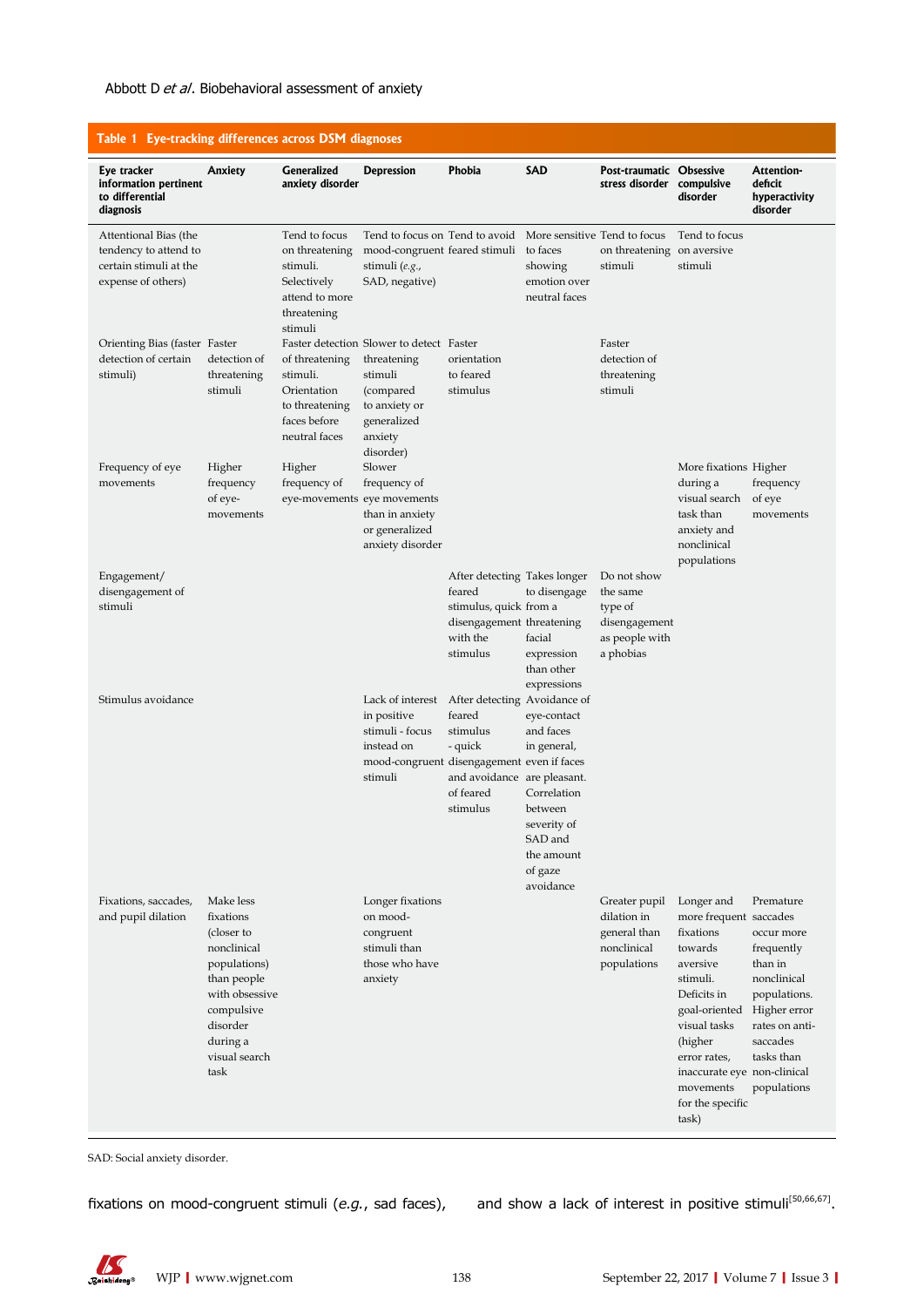**Table 1 Eye-tracking differences across DSM diagnoses**

| Eye tracker information pertinent to differential diagnosis | Anxiety | Generalized anxiety disorder | Depression | Phobia | SAD | Post-traumatic stress disorder | Obsessive compulsive disorder | Attention-deficit hyperactivity disorder |
|---|---|---|---|---|---|---|---|---|
| Attentional Bias (the tendency to attend to certain stimuli at the expense of others) | | Tend to focus on threatening stimuli. Selectively attend to more threatening stimuli | Tend to focus on mood-congruent stimuli (*e.g.*, SAD, negative) | Tend to avoid feared stimuli | More sensitive to faces showing emotion over neutral faces | Tend to focus on threatening stimuli | Tend to focus on aversive stimuli | |
| Orienting Bias (faster detection of certain stimuli) | Faster detection of threatening stimuli | Faster detection of threatening stimuli. Orientation to threatening faces before neutral faces | Slower to detect threatening stimuli (compared to anxiety or generalized anxiety disorder) | Faster orientation to feared stimulus | | Faster detection of threatening stimuli | | |
| Frequency of eye movements | Higher frequency of eye-movements | Higher frequency of eye-movements | Slower frequency of eye movements than in anxiety or generalized anxiety disorder | | | | More fixations during a visual search task than anxiety and nonclinical populations | Higher frequency of eye movements |
| Engagement/disengagement of stimuli | | | | After detecting feared stimulus, quick disengagement with the stimulus | Takes longer to disengage from a threatening facial expression than other expressions | Do not show the same type of disengagement as people with a phobias | | |
| Stimulus avoidance | | | Lack of interest in positive stimuli - focus instead on mood-congruent stimuli | After detecting feared stimulus - quick disengagement and avoidance of feared stimulus | Avoidance of eye-contact and faces in general, even if faces are pleasant. Correlation between severity of SAD and the amount of gaze avoidance | | | |
| Fixations, saccades, and pupil dilation | Make less fixations (closer to nonclinical populations) than people with obsessive compulsive disorder during a visual search task | | Longer fixations on mood-congruent stimuli than those who have anxiety | | | Greater pupil dilation in general than nonclinical populations | Longer and more frequent fixations towards aversive stimuli. Deficits in goal-oriented visual tasks (higher error rates, inaccurate eye movements for the specific task) | Premature saccades occur more frequently than in nonclinical populations. Higher error rates on anti-saccades tasks than non-clinical populations |

SAD: Social anxiety disorder.

fixations on mood-congruent stimuli (*e.g.*, sad faces), and show a lack of interest in positive stimuli[50,66,67].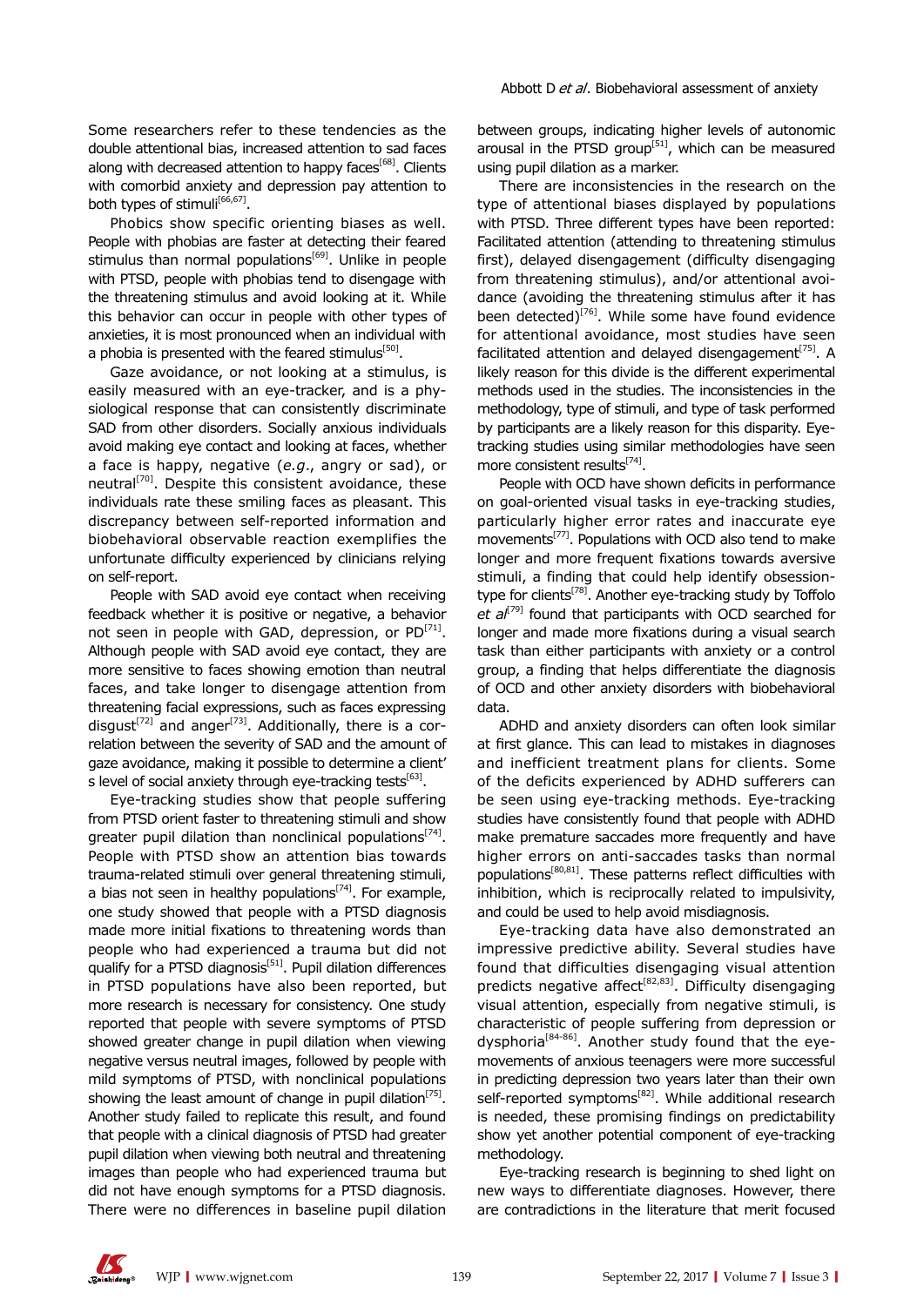Some researchers refer to these tendencies as the double attentional bias, increased attention to sad faces along with decreased attention to happy faces[68]. Clients with comorbid anxiety and depression pay attention to both types of stimuli[66,67].

Phobics show specific orienting biases as well. People with phobias are faster at detecting their feared stimulus than normal populations[69]. Unlike in people with PTSD, people with phobias tend to disengage with the threatening stimulus and avoid looking at it. While this behavior can occur in people with other types of anxieties, it is most pronounced when an individual with a phobia is presented with the feared stimulus[50].

Gaze avoidance, or not looking at a stimulus, is easily measured with an eye-tracker, and is a physiological response that can consistently discriminate SAD from other disorders. Socially anxious individuals avoid making eye contact and looking at faces, whether a face is happy, negative (*e.g.*, angry or sad), or neutral[70]. Despite this consistent avoidance, these individuals rate these smiling faces as pleasant. This discrepancy between self-reported information and biobehavioral observable reaction exemplifies the unfortunate difficulty experienced by clinicians relying on self-report.

People with SAD avoid eye contact when receiving feedback whether it is positive or negative, a behavior not seen in people with GAD, depression, or PD[71]. Although people with SAD avoid eye contact, they are more sensitive to faces showing emotion than neutral faces, and take longer to disengage attention from threatening facial expressions, such as faces expressing disgust[72] and anger[73]. Additionally, there is a correlation between the severity of SAD and the amount of gaze avoidance, making it possible to determine a client's level of social anxiety through eye-tracking tests[63].

Eye-tracking studies show that people suffering from PTSD orient faster to threatening stimuli and show greater pupil dilation than nonclinical populations[74]. People with PTSD show an attention bias towards trauma-related stimuli over general threatening stimuli, a bias not seen in healthy populations[74]. For example, one study showed that people with a PTSD diagnosis made more initial fixations to threatening words than people who had experienced a trauma but did not qualify for a PTSD diagnosis[51]. Pupil dilation differences in PTSD populations have also been reported, but more research is necessary for consistency. One study reported that people with severe symptoms of PTSD showed greater change in pupil dilation when viewing negative versus neutral images, followed by people with mild symptoms of PTSD, with nonclinical populations showing the least amount of change in pupil dilation[75]. Another study failed to replicate this result, and found that people with a clinical diagnosis of PTSD had greater pupil dilation when viewing both neutral and threatening images than people who had experienced trauma but did not have enough symptoms for a PTSD diagnosis. There were no differences in baseline pupil dilation between groups, indicating higher levels of autonomic arousal in the PTSD group[51], which can be measured using pupil dilation as a marker.

There are inconsistencies in the research on the type of attentional biases displayed by populations with PTSD. Three different types have been reported: Facilitated attention (attending to threatening stimulus first), delayed disengagement (difficulty disengaging from threatening stimulus), and/or attentional avoidance (avoiding the threatening stimulus after it has been detected)[76]. While some have found evidence for attentional avoidance, most studies have seen facilitated attention and delayed disengagement[75]. A likely reason for this divide is the different experimental methods used in the studies. The inconsistencies in the methodology, type of stimuli, and type of task performed by participants are a likely reason for this disparity. Eye-tracking studies using similar methodologies have seen more consistent results[74].

People with OCD have shown deficits in performance on goal-oriented visual tasks in eye-tracking studies, particularly higher error rates and inaccurate eye movements[77]. Populations with OCD also tend to make longer and more frequent fixations towards aversive stimuli, a finding that could help identify obsession-type for clients[78]. Another eye-tracking study by Toffolo *et al*[79] found that participants with OCD searched for longer and made more fixations during a visual search task than either participants with anxiety or a control group, a finding that helps differentiate the diagnosis of OCD and other anxiety disorders with biobehavioral data.

ADHD and anxiety disorders can often look similar at first glance. This can lead to mistakes in diagnoses and inefficient treatment plans for clients. Some of the deficits experienced by ADHD sufferers can be seen using eye-tracking methods. Eye-tracking studies have consistently found that people with ADHD make premature saccades more frequently and have higher errors on anti-saccades tasks than normal populations[80,81]. These patterns reflect difficulties with inhibition, which is reciprocally related to impulsivity, and could be used to help avoid misdiagnosis.

Eye-tracking data have also demonstrated an impressive predictive ability. Several studies have found that difficulties disengaging visual attention predicts negative affect[82,83]. Difficulty disengaging visual attention, especially from negative stimuli, is characteristic of people suffering from depression or dysphoria[84-86]. Another study found that the eye-movements of anxious teenagers were more successful in predicting depression two years later than their own self-reported symptoms[82]. While additional research is needed, these promising findings on predictability show yet another potential component of eye-tracking methodology.

Eye-tracking research is beginning to shed light on new ways to differentiate diagnoses. However, there are contradictions in the literature that merit focused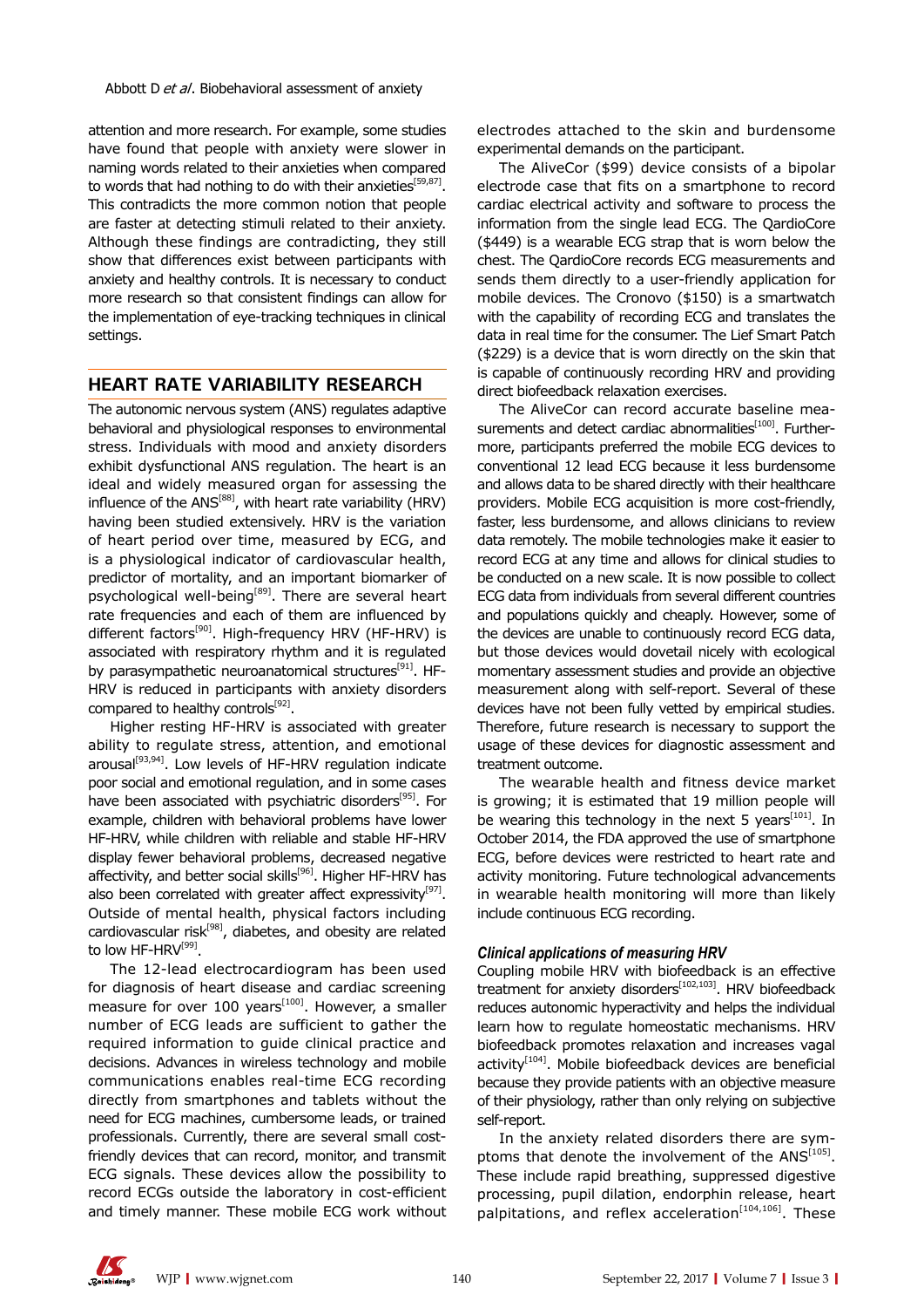attention and more research. For example, some studies have found that people with anxiety were slower in naming words related to their anxieties when compared to words that had nothing to do with their anxieties[59,87]. This contradicts the more common notion that people are faster at detecting stimuli related to their anxiety. Although these findings are contradicting, they still show that differences exist between participants with anxiety and healthy controls. It is necessary to conduct more research so that consistent findings can allow for the implementation of eye-tracking techniques in clinical settings.

## HEART RATE VARIABILITY RESEARCH

The autonomic nervous system (ANS) regulates adaptive behavioral and physiological responses to environmental stress. Individuals with mood and anxiety disorders exhibit dysfunctional ANS regulation. The heart is an ideal and widely measured organ for assessing the influence of the ANS[88], with heart rate variability (HRV) having been studied extensively. HRV is the variation of heart period over time, measured by ECG, and is a physiological indicator of cardiovascular health, predictor of mortality, and an important biomarker of psychological well-being[89]. There are several heart rate frequencies and each of them are influenced by different factors[90]. High-frequency HRV (HF-HRV) is associated with respiratory rhythm and it is regulated by parasympathetic neuroanatomical structures[91]. HF-HRV is reduced in participants with anxiety disorders compared to healthy controls[92].

Higher resting HF-HRV is associated with greater ability to regulate stress, attention, and emotional arousal[93,94]. Low levels of HF-HRV regulation indicate poor social and emotional regulation, and in some cases have been associated with psychiatric disorders[95]. For example, children with behavioral problems have lower HF-HRV, while children with reliable and stable HF-HRV display fewer behavioral problems, decreased negative affectivity, and better social skills[96]. Higher HF-HRV has also been correlated with greater affect expressivity[97]. Outside of mental health, physical factors including cardiovascular risk[98], diabetes, and obesity are related to low HF-HRV[99].

The 12-lead electrocardiogram has been used for diagnosis of heart disease and cardiac screening measure for over 100 years[100]. However, a smaller number of ECG leads are sufficient to gather the required information to guide clinical practice and decisions. Advances in wireless technology and mobile communications enables real-time ECG recording directly from smartphones and tablets without the need for ECG machines, cumbersome leads, or trained professionals. Currently, there are several small cost-friendly devices that can record, monitor, and transmit ECG signals. These devices allow the possibility to record ECGs outside the laboratory in cost-efficient and timely manner. These mobile ECG work without electrodes attached to the skin and burdensome experimental demands on the participant.

The AliveCor ($99) device consists of a bipolar electrode case that fits on a smartphone to record cardiac electrical activity and software to process the information from the single lead ECG. The QardioCore ($449) is a wearable ECG strap that is worn below the chest. The QardioCore records ECG measurements and sends them directly to a user-friendly application for mobile devices. The Cronovo ($150) is a smartwatch with the capability of recording ECG and translates the data in real time for the consumer. The Lief Smart Patch ($229) is a device that is worn directly on the skin that is capable of continuously recording HRV and providing direct biofeedback relaxation exercises.

The AliveCor can record accurate baseline measurements and detect cardiac abnormalities[100]. Furthermore, participants preferred the mobile ECG devices to conventional 12 lead ECG because it less burdensome and allows data to be shared directly with their healthcare providers. Mobile ECG acquisition is more cost-friendly, faster, less burdensome, and allows clinicians to review data remotely. The mobile technologies make it easier to record ECG at any time and allows for clinical studies to be conducted on a new scale. It is now possible to collect ECG data from individuals from several different countries and populations quickly and cheaply. However, some of the devices are unable to continuously record ECG data, but those devices would dovetail nicely with ecological momentary assessment studies and provide an objective measurement along with self-report. Several of these devices have not been fully vetted by empirical studies. Therefore, future research is necessary to support the usage of these devices for diagnostic assessment and treatment outcome.

The wearable health and fitness device market is growing; it is estimated that 19 million people will be wearing this technology in the next 5 years[101]. In October 2014, the FDA approved the use of smartphone ECG, before devices were restricted to heart rate and activity monitoring. Future technological advancements in wearable health monitoring will more than likely include continuous ECG recording.

### *Clinical applications of measuring HRV*

Coupling mobile HRV with biofeedback is an effective treatment for anxiety disorders[102,103]. HRV biofeedback reduces autonomic hyperactivity and helps the individual learn how to regulate homeostatic mechanisms. HRV biofeedback promotes relaxation and increases vagal activity[104]. Mobile biofeedback devices are beneficial because they provide patients with an objective measure of their physiology, rather than only relying on subjective self-report.

In the anxiety related disorders there are symptoms that denote the involvement of the ANS[105]. These include rapid breathing, suppressed digestive processing, pupil dilation, endorphin release, heart palpitations, and reflex acceleration[104,106]. These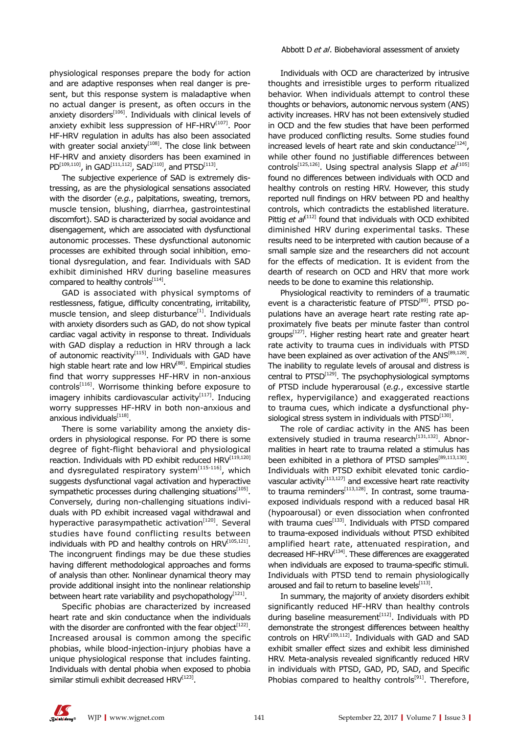physiological responses prepare the body for action and are adaptive responses when real danger is present, but this response system is maladaptive when no actual danger is present, as often occurs in the anxiety disorders[106]. Individuals with clinical levels of anxiety exhibit less suppression of HF-HRV[107]. Poor HF-HRV regulation in adults has also been associated with greater social anxiety[108]. The close link between HF-HRV and anxiety disorders has been examined in PD[109,110], in GAD[111,112], SAD[110], and PTSD[113].

The subjective experience of SAD is extremely distressing, as are the physiological sensations associated with the disorder (*e.g.*, palpitations, sweating, tremors, muscle tension, blushing, diarrhea, gastrointestinal discomfort). SAD is characterized by social avoidance and disengagement, which are associated with dysfunctional autonomic processes. These dysfunctional autonomic processes are exhibited through social inhibition, emotional dysregulation, and fear. Individuals with SAD exhibit diminished HRV during baseline measures compared to healthy controls[114].

GAD is associated with physical symptoms of restlessness, fatigue, difficulty concentrating, irritability, muscle tension, and sleep disturbance[1]. Individuals with anxiety disorders such as GAD, do not show typical cardiac vagal activity in response to threat. Individuals with GAD display a reduction in HRV through a lack of autonomic reactivity[115]. Individuals with GAD have high stable heart rate and low HRV[88]. Empirical studies find that worry suppresses HF-HRV in non-anxious controls[116]. Worrisome thinking before exposure to imagery inhibits cardiovascular activity[117]. Inducing worry suppresses HF-HRV in both non-anxious and anxious individuals[118].

There is some variability among the anxiety disorders in physiological response. For PD there is some degree of fight-flight behavioral and physiological reaction. Individuals with PD exhibit reduced HRV[119,120] and dysregulated respiratory system[115-116], which suggests dysfunctional vagal activation and hyperactive sympathetic processes during challenging situations[105]. Conversely, during non-challenging situations individuals with PD exhibit increased vagal withdrawal and hyperactive parasympathetic activation[120]. Several studies have found conflicting results between individuals with PD and healthy controls on HRV[105,121]. The incongruent findings may be due these studies having different methodological approaches and forms of analysis than other. Nonlinear dynamical theory may provide additional insight into the nonlinear relationship between heart rate variability and psychopathology[121].

Specific phobias are characterized by increased heart rate and skin conductance when the individuals with the disorder are confronted with the fear object[122]. Increased arousal is common among the specific phobias, while blood-injection-injury phobias have a unique physiological response that includes fainting. Individuals with dental phobia when exposed to phobia similar stimuli exhibit decreased HRV[123].

Individuals with OCD are characterized by intrusive thoughts and irresistible urges to perform ritualized behavior. When individuals attempt to control these thoughts or behaviors, autonomic nervous system (ANS) activity increases. HRV has not been extensively studied in OCD and the few studies that have been performed have produced conflicting results. Some studies found increased levels of heart rate and skin conductance[124], while other found no justifiable differences between controls[125,126]. Using spectral analysis Slapp *et al*[105] found no differences between individuals with OCD and healthy controls on resting HRV. However, this study reported null findings on HRV between PD and healthy controls, which contradicts the established literature. Pittig *et al*[112] found that individuals with OCD exhibited diminished HRV during experimental tasks. These results need to be interpreted with caution because of a small sample size and the researchers did not account for the effects of medication. It is evident from the dearth of research on OCD and HRV that more work needs to be done to examine this relationship.

Physiological reactivity to reminders of a traumatic event is a characteristic feature of PTSD[89]. PTSD populations have an average heart rate resting rate approximately five beats per minute faster than control groups[127]. Higher resting heart rate and greater heart rate activity to trauma cues in individuals with PTSD have been explained as over activation of the ANS[89,128]. The inability to regulate levels of arousal and distress is central to PTSD[129]. The psychophysiological symptoms of PTSD include hyperarousal (*e.g.*, excessive startle reflex, hypervigilance) and exaggerated reactions to trauma cues, which indicate a dysfunctional physiological stress system in individuals with PTSD[130].

The role of cardiac activity in the ANS has been extensively studied in trauma research[131,132]. Abnormalities in heart rate to trauma related a stimulus has been exhibited in a plethora of PTSD samples[89,113,130]. Individuals with PTSD exhibit elevated tonic cardiovascular activity[113,127] and excessive heart rate reactivity to trauma reminders[113,128]. In contrast, some trauma-exposed individuals respond with a reduced basal HR (hypoarousal) or even dissociation when confronted with trauma cues[133]. Individuals with PTSD compared to trauma-exposed individuals without PTSD exhibited amplified heart rate, attenuated respiration, and decreased HF-HRV[134]. These differences are exaggerated when individuals are exposed to trauma-specific stimuli. Individuals with PTSD tend to remain physiologically aroused and fail to return to baseline levels[113].

In summary, the majority of anxiety disorders exhibit significantly reduced HF-HRV than healthy controls during baseline measurement[112]. Individuals with PD demonstrate the strongest differences between healthy controls on HRV[109,112]. Individuals with GAD and SAD exhibit smaller effect sizes and exhibit less diminished HRV. Meta-analysis revealed significantly reduced HRV in individuals with PTSD, GAD, PD, SAD, and Specific Phobias compared to healthy controls[91]. Therefore,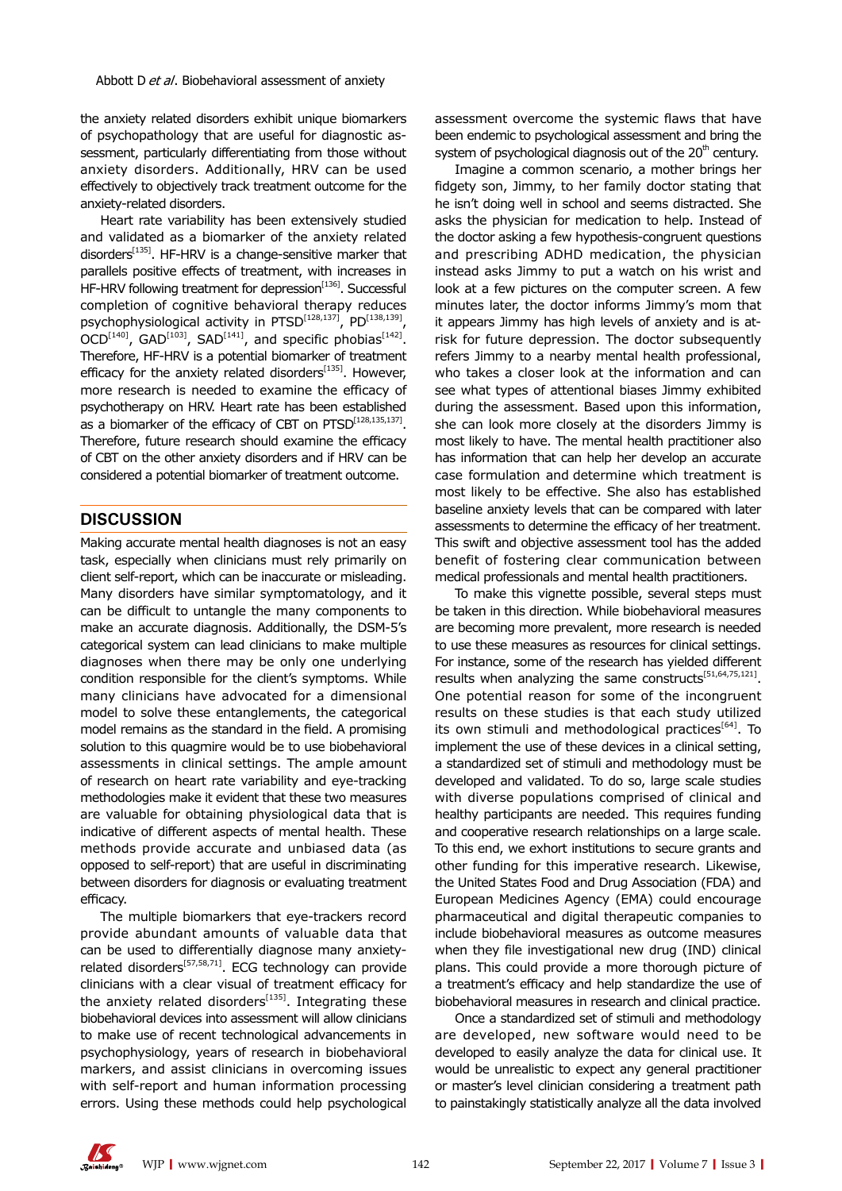the anxiety related disorders exhibit unique biomarkers of psychopathology that are useful for diagnostic assessment, particularly differentiating from those without anxiety disorders. Additionally, HRV can be used effectively to objectively track treatment outcome for the anxiety-related disorders.

Heart rate variability has been extensively studied and validated as a biomarker of the anxiety related disorders[135]. HF-HRV is a change-sensitive marker that parallels positive effects of treatment, with increases in HF-HRV following treatment for depression[136]. Successful completion of cognitive behavioral therapy reduces psychophysiological activity in PTSD[128,137], PD[138,139], OCD[140], GAD[103], SAD[141], and specific phobias[142]. Therefore, HF-HRV is a potential biomarker of treatment efficacy for the anxiety related disorders[135]. However, more research is needed to examine the efficacy of psychotherapy on HRV. Heart rate has been established as a biomarker of the efficacy of CBT on PTSD[128,135,137]. Therefore, future research should examine the efficacy of CBT on the other anxiety disorders and if HRV can be considered a potential biomarker of treatment outcome.

## DISCUSSION

Making accurate mental health diagnoses is not an easy task, especially when clinicians must rely primarily on client self-report, which can be inaccurate or misleading. Many disorders have similar symptomatology, and it can be difficult to untangle the many components to make an accurate diagnosis. Additionally, the DSM-5's categorical system can lead clinicians to make multiple diagnoses when there may be only one underlying condition responsible for the client's symptoms. While many clinicians have advocated for a dimensional model to solve these entanglements, the categorical model remains as the standard in the field. A promising solution to this quagmire would be to use biobehavioral assessments in clinical settings. The ample amount of research on heart rate variability and eye-tracking methodologies make it evident that these two measures are valuable for obtaining physiological data that is indicative of different aspects of mental health. These methods provide accurate and unbiased data (as opposed to self-report) that are useful in discriminating between disorders for diagnosis or evaluating treatment efficacy.

The multiple biomarkers that eye-trackers record provide abundant amounts of valuable data that can be used to differentially diagnose many anxiety-related disorders[57,58,71]. ECG technology can provide clinicians with a clear visual of treatment efficacy for the anxiety related disorders[135]. Integrating these biobehavioral devices into assessment will allow clinicians to make use of recent technological advancements in psychophysiology, years of research in biobehavioral markers, and assist clinicians in overcoming issues with self-report and human information processing errors. Using these methods could help psychological assessment overcome the systemic flaws that have been endemic to psychological assessment and bring the system of psychological diagnosis out of the 20th century.

Imagine a common scenario, a mother brings her fidgety son, Jimmy, to her family doctor stating that he isn't doing well in school and seems distracted. She asks the physician for medication to help. Instead of the doctor asking a few hypothesis-congruent questions and prescribing ADHD medication, the physician instead asks Jimmy to put a watch on his wrist and look at a few pictures on the computer screen. A few minutes later, the doctor informs Jimmy's mom that it appears Jimmy has high levels of anxiety and is at-risk for future depression. The doctor subsequently refers Jimmy to a nearby mental health professional, who takes a closer look at the information and can see what types of attentional biases Jimmy exhibited during the assessment. Based upon this information, she can look more closely at the disorders Jimmy is most likely to have. The mental health practitioner also has information that can help her develop an accurate case formulation and determine which treatment is most likely to be effective. She also has established baseline anxiety levels that can be compared with later assessments to determine the efficacy of her treatment. This swift and objective assessment tool has the added benefit of fostering clear communication between medical professionals and mental health practitioners.

To make this vignette possible, several steps must be taken in this direction. While biobehavioral measures are becoming more prevalent, more research is needed to use these measures as resources for clinical settings. For instance, some of the research has yielded different results when analyzing the same constructs[51,64,75,121]. One potential reason for the incongruent results on these studies is that each study utilized its own stimuli and methodological practices[64]. To implement the use of these devices in a clinical setting, a standardized set of stimuli and methodology must be developed and validated. To do so, large scale studies with diverse populations comprised of clinical and healthy participants are needed. This requires funding and cooperative research relationships on a large scale. To this end, we exhort institutions to secure grants and other funding for this imperative research. Likewise, the United States Food and Drug Association (FDA) and European Medicines Agency (EMA) could encourage pharmaceutical and digital therapeutic companies to include biobehavioral measures as outcome measures when they file investigational new drug (IND) clinical plans. This could provide a more thorough picture of a treatment's efficacy and help standardize the use of biobehavioral measures in research and clinical practice.

Once a standardized set of stimuli and methodology are developed, new software would need to be developed to easily analyze the data for clinical use. It would be unrealistic to expect any general practitioner or master's level clinician considering a treatment path to painstakingly statistically analyze all the data involved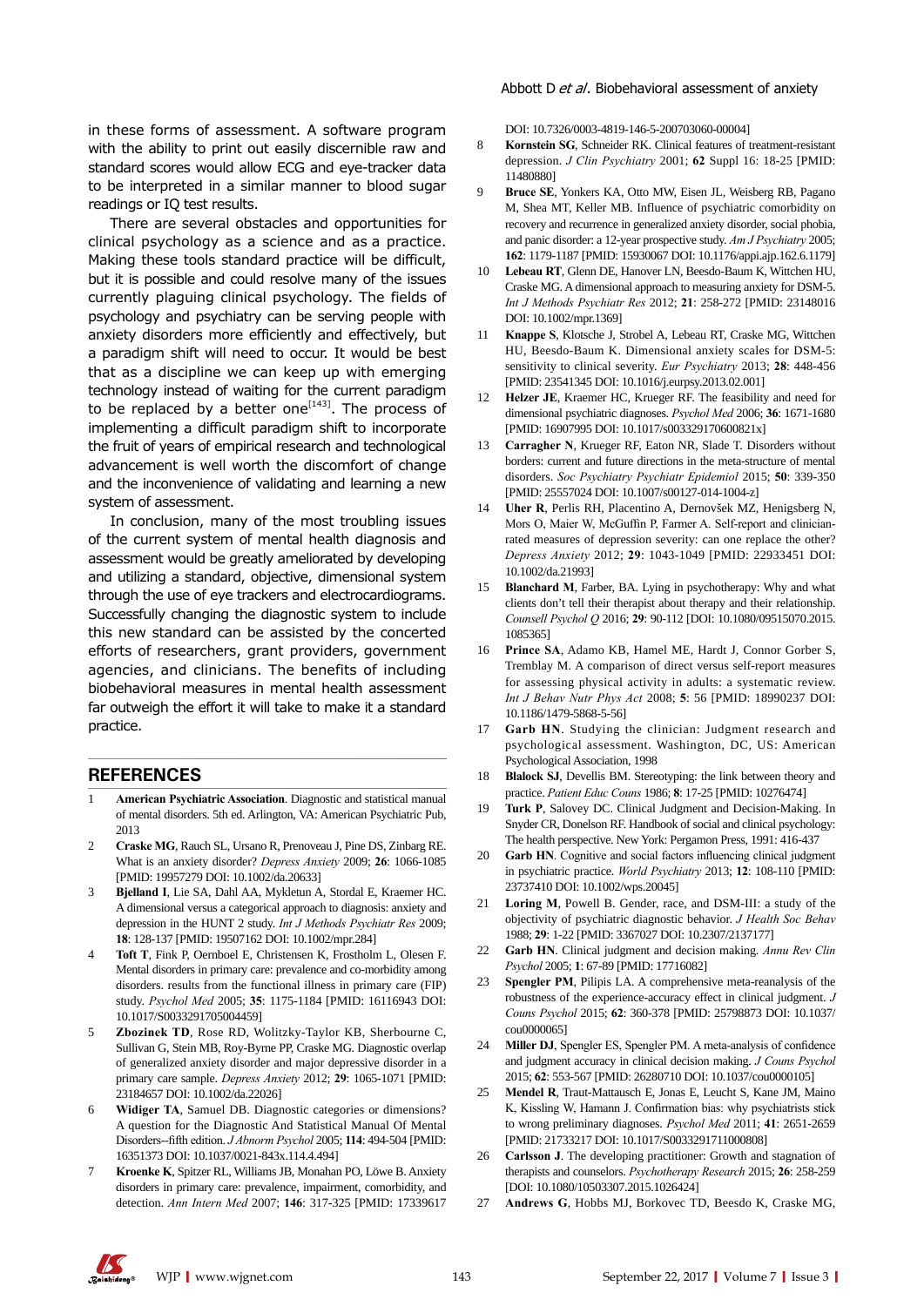in these forms of assessment. A software program with the ability to print out easily discernible raw and standard scores would allow ECG and eye-tracker data to be interpreted in a similar manner to blood sugar readings or IQ test results.

There are several obstacles and opportunities for clinical psychology as a science and as a practice. Making these tools standard practice will be difficult, but it is possible and could resolve many of the issues currently plaguing clinical psychology. The fields of psychology and psychiatry can be serving people with anxiety disorders more efficiently and effectively, but a paradigm shift will need to occur. It would be best that as a discipline we can keep up with emerging technology instead of waiting for the current paradigm to be replaced by a better one[143]. The process of implementing a difficult paradigm shift to incorporate the fruit of years of empirical research and technological advancement is well worth the discomfort of change and the inconvenience of validating and learning a new system of assessment.

In conclusion, many of the most troubling issues of the current system of mental health diagnosis and assessment would be greatly ameliorated by developing and utilizing a standard, objective, dimensional system through the use of eye trackers and electrocardiograms. Successfully changing the diagnostic system to include this new standard can be assisted by the concerted efforts of researchers, grant providers, government agencies, and clinicians. The benefits of including biobehavioral measures in mental health assessment far outweigh the effort it will take to make it a standard practice.

## REFERENCES

1. **American Psychiatric Association**. Diagnostic and statistical manual of mental disorders. 5th ed. Arlington, VA: American Psychiatric Pub, 2013
2. **Craske MG**, Rauch SL, Ursano R, Prenoveau J, Pine DS, Zinbarg RE. What is an anxiety disorder? *Depress Anxiety* 2009; **26**: 1066-1085 [PMID: 19957279 DOI: 10.1002/da.20633]
3. **Bjelland I**, Lie SA, Dahl AA, Mykletun A, Stordal E, Kraemer HC. A dimensional versus a categorical approach to diagnosis: anxiety and depression in the HUNT 2 study. *Int J Methods Psychiatr Res* 2009; **18**: 128-137 [PMID: 19507162 DOI: 10.1002/mpr.284]
4. **Toft T**, Fink P, Oernboel E, Christensen K, Frostholm L, Olesen F. Mental disorders in primary care: prevalence and co-morbidity among disorders. results from the functional illness in primary care (FIP) study. *Psychol Med* 2005; **35**: 1175-1184 [PMID: 16116943 DOI: 10.1017/S0033291705004459]
5. **Zbozinek TD**, Rose RD, Wolitzky-Taylor KB, Sherbourne C, Sullivan G, Stein MB, Roy-Byrne PP, Craske MG. Diagnostic overlap of generalized anxiety disorder and major depressive disorder in a primary care sample. *Depress Anxiety* 2012; **29**: 1065-1071 [PMID: 23184657 DOI: 10.1002/da.22026]
6. **Widiger TA**, Samuel DB. Diagnostic categories or dimensions? A question for the Diagnostic And Statistical Manual Of Mental Disorders--fifth edition. *J Abnorm Psychol* 2005; **114**: 494-504 [PMID: 16351373 DOI: 10.1037/0021-843x.114.4.494]
7. **Kroenke K**, Spitzer RL, Williams JB, Monahan PO, Löwe B. Anxiety disorders in primary care: prevalence, impairment, comorbidity, and detection. *Ann Intern Med* 2007; **146**: 317-325 [PMID: 17339617 DOI: 10.7326/0003-4819-146-5-200703060-00004]
8. **Kornstein SG**, Schneider RK. Clinical features of treatment-resistant depression. *J Clin Psychiatry* 2001; **62** Suppl 16: 18-25 [PMID: 11480880]
9. **Bruce SE**, Yonkers KA, Otto MW, Eisen JL, Weisberg RB, Pagano M, Shea MT, Keller MB. Influence of psychiatric comorbidity on recovery and recurrence in generalized anxiety disorder, social phobia, and panic disorder: a 12-year prospective study. *Am J Psychiatry* 2005; **162**: 1179-1187 [PMID: 15930067 DOI: 10.1176/appi.ajp.162.6.1179]
10. **Lebeau RT**, Glenn DE, Hanover LN, Beesdo-Baum K, Wittchen HU, Craske MG. A dimensional approach to measuring anxiety for DSM-5. *Int J Methods Psychiatr Res* 2012; **21**: 258-272 [PMID: 23148016 DOI: 10.1002/mpr.1369]
11. **Knappe S**, Klotsche J, Strobel A, Lebeau RT, Craske MG, Wittchen HU, Beesdo-Baum K. Dimensional anxiety scales for DSM-5: sensitivity to clinical severity. *Eur Psychiatry* 2013; **28**: 448-456 [PMID: 23541345 DOI: 10.1016/j.eurpsy.2013.02.001]
12. **Helzer JE**, Kraemer HC, Krueger RF. The feasibility and need for dimensional psychiatric diagnoses. *Psychol Med* 2006; **36**: 1671-1680 [PMID: 16907995 DOI: 10.1017/s003329170600821x]
13. **Carragher N**, Krueger RF, Eaton NR, Slade T. Disorders without borders: current and future directions in the meta-structure of mental disorders. *Soc Psychiatry Psychiatr Epidemiol* 2015; **50**: 339-350 [PMID: 25557024 DOI: 10.1007/s00127-014-1004-z]
14. **Uher R**, Perlis RH, Placentino A, Dernovšek MZ, Henigsberg N, Mors O, Maier W, McGuffin P, Farmer A. Self-report and clinician-rated measures of depression severity: can one replace the other? *Depress Anxiety* 2012; **29**: 1043-1049 [PMID: 22933451 DOI: 10.1002/da.21993]
15. **Blanchard M**, Farber, BA. Lying in psychotherapy: Why and what clients don't tell their therapist about therapy and their relationship. *Counsell Psychol Q* 2016; **29**: 90-112 [DOI: 10.1080/09515070.2015.1085365]
16. **Prince SA**, Adamo KB, Hamel ME, Hardt J, Connor Gorber S, Tremblay M. A comparison of direct versus self-report measures for assessing physical activity in adults: a systematic review. *Int J Behav Nutr Phys Act* 2008; **5**: 56 [PMID: 18990237 DOI: 10.1186/1479-5868-5-56]
17. **Garb HN**. Studying the clinician: Judgment research and psychological assessment. Washington, DC, US: American Psychological Association, 1998
18. **Blalock SJ**, Devellis BM. Stereotyping: the link between theory and practice. *Patient Educ Couns* 1986; **8**: 17-25 [PMID: 10276474]
19. **Turk P**, Salovey DC. Clinical Judgment and Decision-Making. In Snyder CR, Donelson RF. Handbook of social and clinical psychology: The health perspective. New York: Pergamon Press, 1991: 416-437
20. **Garb HN**. Cognitive and social factors influencing clinical judgment in psychiatric practice. *World Psychiatry* 2013; **12**: 108-110 [PMID: 23737410 DOI: 10.1002/wps.20045]
21. **Loring M**, Powell B. Gender, race, and DSM-III: a study of the objectivity of psychiatric diagnostic behavior. *J Health Soc Behav* 1988; **29**: 1-22 [PMID: 3367027 DOI: 10.2307/2137177]
22. **Garb HN**. Clinical judgment and decision making. *Annu Rev Clin Psychol* 2005; **1**: 67-89 [PMID: 17716082]
23. **Spengler PM**, Pilipis LA. A comprehensive meta-reanalysis of the robustness of the experience-accuracy effect in clinical judgment. *J Couns Psychol* 2015; **62**: 360-378 [PMID: 25798873 DOI: 10.1037/cou0000065]
24. **Miller DJ**, Spengler ES, Spengler PM. A meta-analysis of confidence and judgment accuracy in clinical decision making. *J Couns Psychol* 2015; **62**: 553-567 [PMID: 26280710 DOI: 10.1037/cou0000105]
25. **Mendel R**, Traut-Mattausch E, Jonas E, Leucht S, Kane JM, Maino K, Kissling W, Hamann J. Confirmation bias: why psychiatrists stick to wrong preliminary diagnoses. *Psychol Med* 2011; **41**: 2651-2659 [PMID: 21733217 DOI: 10.1017/S0033291711000808]
26. **Carlsson J**. The developing practitioner: Growth and stagnation of therapists and counselors. *Psychotherapy Research* 2015; **26**: 258-259 [DOI: 10.1080/10503307.2015.1026424]
27. **Andrews G**, Hobbs MJ, Borkovec TD, Beesdo K, Craske MG,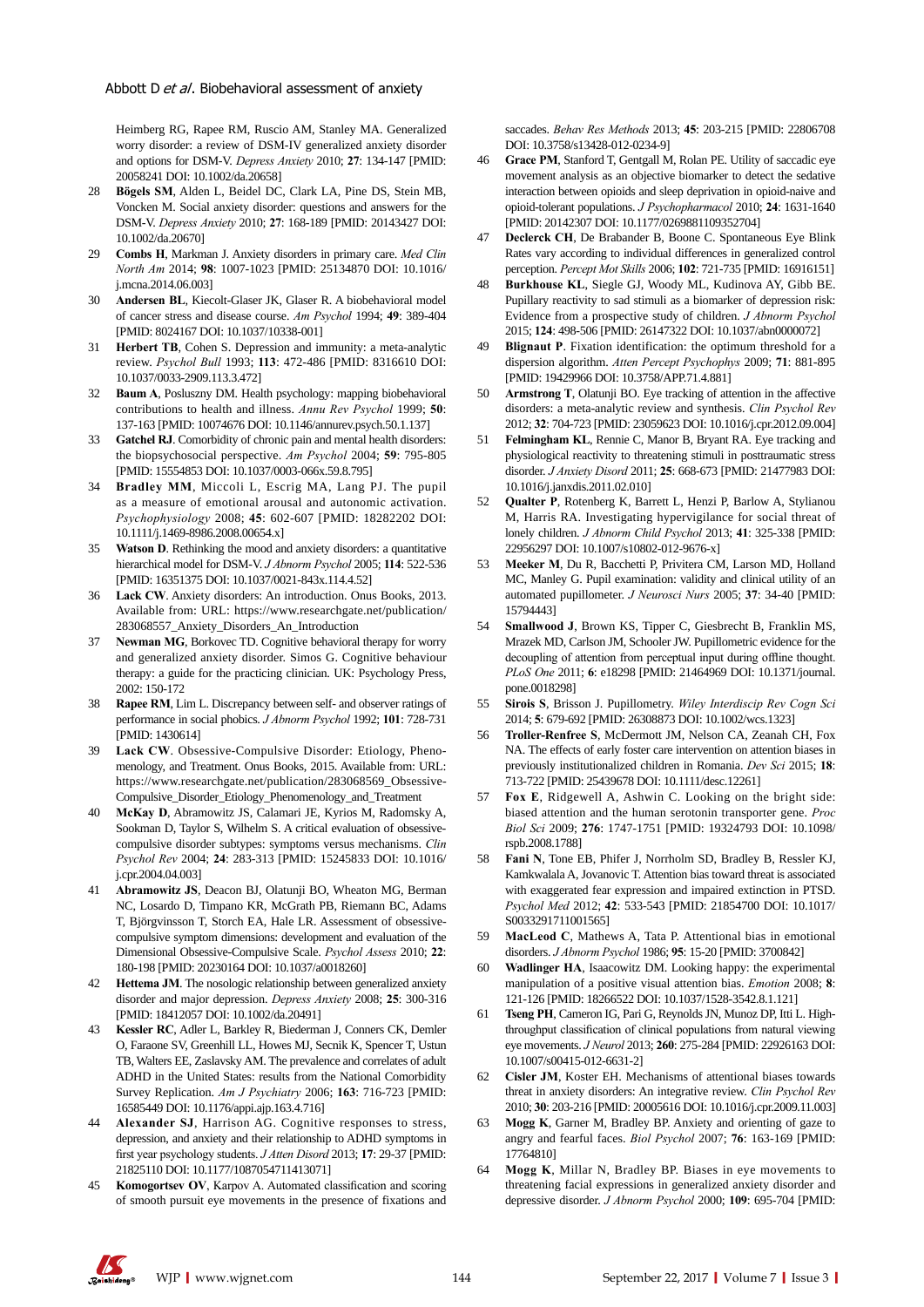Heimberg RG, Rapee RM, Ruscio AM, Stanley MA. Generalized worry disorder: a review of DSM-IV generalized anxiety disorder and options for DSM-V. *Depress Anxiety* 2010; **27**: 134-147 [PMID: 20058241 DOI: 10.1002/da.20658]

28 **Bögels SM**, Alden L, Beidel DC, Clark LA, Pine DS, Stein MB, Voncken M. Social anxiety disorder: questions and answers for the DSM-V. *Depress Anxiety* 2010; **27**: 168-189 [PMID: 20143427 DOI: 10.1002/da.20670]

29 **Combs H**, Markman J. Anxiety disorders in primary care. *Med Clin North Am* 2014; **98**: 1007-1023 [PMID: 25134870 DOI: 10.1016/j.mcna.2014.06.003]

30 **Andersen BL**, Kiecolt-Glaser JK, Glaser R. A biobehavioral model of cancer stress and disease course. *Am Psychol* 1994; **49**: 389-404 [PMID: 8024167 DOI: 10.1037/10338-001]

31 **Herbert TB**, Cohen S. Depression and immunity: a meta-analytic review. *Psychol Bull* 1993; **113**: 472-486 [PMID: 8316610 DOI: 10.1037/0033-2909.113.3.472]

32 **Baum A**, Posluszny DM. Health psychology: mapping biobehavioral contributions to health and illness. *Annu Rev Psychol* 1999; **50**: 137-163 [PMID: 10074676 DOI: 10.1146/annurev.psych.50.1.137]

33 **Gatchel RJ**. Comorbidity of chronic pain and mental health disorders: the biopsychosocial perspective. *Am Psychol* 2004; **59**: 795-805 [PMID: 15554853 DOI: 10.1037/0003-066x.59.8.795]

34 **Bradley MM**, Miccoli L, Escrig MA, Lang PJ. The pupil as a measure of emotional arousal and autonomic activation. *Psychophysiology* 2008; **45**: 602-607 [PMID: 18282202 DOI: 10.1111/j.1469-8986.2008.00654.x]

35 **Watson D**. Rethinking the mood and anxiety disorders: a quantitative hierarchical model for DSM-V. *J Abnorm Psychol* 2005; **114**: 522-536 [PMID: 16351375 DOI: 10.1037/0021-843x.114.4.52]

36 **Lack CW**. Anxiety disorders: An introduction. Onus Books, 2013. Available from: URL: https://www.researchgate.net/publication/283068557_Anxiety_Disorders_An_Introduction

37 **Newman MG**, Borkovec TD. Cognitive behavioral therapy for worry and generalized anxiety disorder. Simos G. Cognitive behaviour therapy: a guide for the practicing clinician. UK: Psychology Press, 2002: 150-172

38 **Rapee RM**, Lim L. Discrepancy between self- and observer ratings of performance in social phobics. *J Abnorm Psychol* 1992; **101**: 728-731 [PMID: 1430614]

39 **Lack CW**. Obsessive-Compulsive Disorder: Etiology, Phenomenology, and Treatment. Onus Books, 2015. Available from: URL: https://www.researchgate.net/publication/283068569_Obsessive-Compulsive_Disorder_Etiology_Phenomenology_and_Treatment

40 **McKay D**, Abramowitz JS, Calamari JE, Kyrios M, Radomsky A, Sookman D, Taylor S, Wilhelm S. A critical evaluation of obsessive-compulsive disorder subtypes: symptoms versus mechanisms. *Clin Psychol Rev* 2004; **24**: 283-313 [PMID: 15245833 DOI: 10.1016/j.cpr.2004.04.003]

41 **Abramowitz JS**, Deacon BJ, Olatunji BO, Wheaton MG, Berman NC, Losardo D, Timpano KR, McGrath PB, Riemann BC, Adams T, Björgvinsson T, Storch EA, Hale LR. Assessment of obsessive-compulsive symptom dimensions: development and evaluation of the Dimensional Obsessive-Compulsive Scale. *Psychol Assess* 2010; **22**: 180-198 [PMID: 20230164 DOI: 10.1037/a0018260]

42 **Hettema JM**. The nosologic relationship between generalized anxiety disorder and major depression. *Depress Anxiety* 2008; **25**: 300-316 [PMID: 18412057 DOI: 10.1002/da.20491]

43 **Kessler RC**, Adler L, Barkley R, Biederman J, Conners CK, Demler O, Faraone SV, Greenhill LL, Howes MJ, Secnik K, Spencer T, Ustun TB, Walters EE, Zaslavsky AM. The prevalence and correlates of adult ADHD in the United States: results from the National Comorbidity Survey Replication. *Am J Psychiatry* 2006; **163**: 716-723 [PMID: 16585449 DOI: 10.1176/appi.ajp.163.4.716]

44 **Alexander SJ**, Harrison AG. Cognitive responses to stress, depression, and anxiety and their relationship to ADHD symptoms in first year psychology students. *J Atten Disord* 2013; **17**: 29-37 [PMID: 21825110 DOI: 10.1177/1087054711413071]

45 **Komogortsev OV**, Karpov A. Automated classification and scoring of smooth pursuit eye movements in the presence of fixations and saccades. *Behav Res Methods* 2013; **45**: 203-215 [PMID: 22806708 DOI: 10.3758/s13428-012-0234-9]

46 **Grace PM**, Stanford T, Gentgall M, Rolan PE. Utility of saccadic eye movement analysis as an objective biomarker to detect the sedative interaction between opioids and sleep deprivation in opioid-naive and opioid-tolerant populations. *J Psychopharmacol* 2010; **24**: 1631-1640 [PMID: 20142307 DOI: 10.1177/0269881109352704]

47 **Declerck CH**, De Brabander B, Boone C. Spontaneous Eye Blink Rates vary according to individual differences in generalized control perception. *Percept Mot Skills* 2006; **102**: 721-735 [PMID: 16916151]

48 **Burkhouse KL**, Siegle GJ, Woody ML, Kudinova AY, Gibb BE. Pupillary reactivity to sad stimuli as a biomarker of depression risk: Evidence from a prospective study of children. *J Abnorm Psychol* 2015; **124**: 498-506 [PMID: 26147322 DOI: 10.1037/abn0000072]

49 **Blignaut P**. Fixation identification: the optimum threshold for a dispersion algorithm. *Atten Percept Psychophys* 2009; **71**: 881-895 [PMID: 19429966 DOI: 10.3758/APP.71.4.881]

50 **Armstrong T**, Olatunji BO. Eye tracking of attention in the affective disorders: a meta-analytic review and synthesis. *Clin Psychol Rev* 2012; **32**: 704-723 [PMID: 23059623 DOI: 10.1016/j.cpr.2012.09.004]

51 **Felmingham KL**, Rennie C, Manor B, Bryant RA. Eye tracking and physiological reactivity to threatening stimuli in posttraumatic stress disorder. *J Anxiety Disord* 2011; **25**: 668-673 [PMID: 21477983 DOI: 10.1016/j.janxdis.2011.02.010]

52 **Qualter P**, Rotenberg K, Barrett L, Henzi P, Barlow A, Stylianou M, Harris RA. Investigating hypervigilance for social threat of lonely children. *J Abnorm Child Psychol* 2013; **41**: 325-338 [PMID: 22956297 DOI: 10.1007/s10802-012-9676-x]

53 **Meeker M**, Du R, Bacchetti P, Privitera CM, Larson MD, Holland MC, Manley G. Pupil examination: validity and clinical utility of an automated pupillometer. *J Neurosci Nurs* 2005; **37**: 34-40 [PMID: 15794443]

54 **Smallwood J**, Brown KS, Tipper C, Giesbrecht B, Franklin MS, Mrazek MD, Carlson JM, Schooler JW. Pupillometric evidence for the decoupling of attention from perceptual input during offline thought. *PLoS One* 2011; **6**: e18298 [PMID: 21464969 DOI: 10.1371/journal.pone.0018298]

55 **Sirois S**, Brisson J. Pupillometry. *Wiley Interdiscip Rev Cogn Sci* 2014; **5**: 679-692 [PMID: 26308873 DOI: 10.1002/wcs.1323]

56 **Troller-Renfree S**, McDermott JM, Nelson CA, Zeanah CH, Fox NA. The effects of early foster care intervention on attention biases in previously institutionalized children in Romania. *Dev Sci* 2015; **18**: 713-722 [PMID: 25439678 DOI: 10.1111/desc.12261]

57 **Fox E**, Ridgewell A, Ashwin C. Looking on the bright side: biased attention and the human serotonin transporter gene. *Proc Biol Sci* 2009; **276**: 1747-1751 [PMID: 19324793 DOI: 10.1098/rspb.2008.1788]

58 **Fani N**, Tone EB, Phifer J, Norrholm SD, Bradley B, Ressler KJ, Kamkwalala A, Jovanovic T. Attention bias toward threat is associated with exaggerated fear expression and impaired extinction in PTSD. *Psychol Med* 2012; **42**: 533-543 [PMID: 21854700 DOI: 10.1017/S0033291711001565]

59 **MacLeod C**, Mathews A, Tata P. Attentional bias in emotional disorders. *J Abnorm Psychol* 1986; **95**: 15-20 [PMID: 3700842]

60 **Wadlinger HA**, Isaacowitz DM. Looking happy: the experimental manipulation of a positive visual attention bias. *Emotion* 2008; **8**: 121-126 [PMID: 18266522 DOI: 10.1037/1528-3542.8.1.121]

61 **Tseng PH**, Cameron IG, Pari G, Reynolds JN, Munoz DP, Itti L. High-throughput classification of clinical populations from natural viewing eye movements. *J Neurol* 2013; **260**: 275-284 [PMID: 22926163 DOI: 10.1007/s00415-012-6631-2]

62 **Cisler JM**, Koster EH. Mechanisms of attentional biases towards threat in anxiety disorders: An integrative review. *Clin Psychol Rev* 2010; **30**: 203-216 [PMID: 20005616 DOI: 10.1016/j.cpr.2009.11.003]

63 **Mogg K**, Garner M, Bradley BP. Anxiety and orienting of gaze to angry and fearful faces. *Biol Psychol* 2007; **76**: 163-169 [PMID: 17764810]

64 **Mogg K**, Millar N, Bradley BP. Biases in eye movements to threatening facial expressions in generalized anxiety disorder and depressive disorder. *J Abnorm Psychol* 2000; **109**: 695-704 [PMID: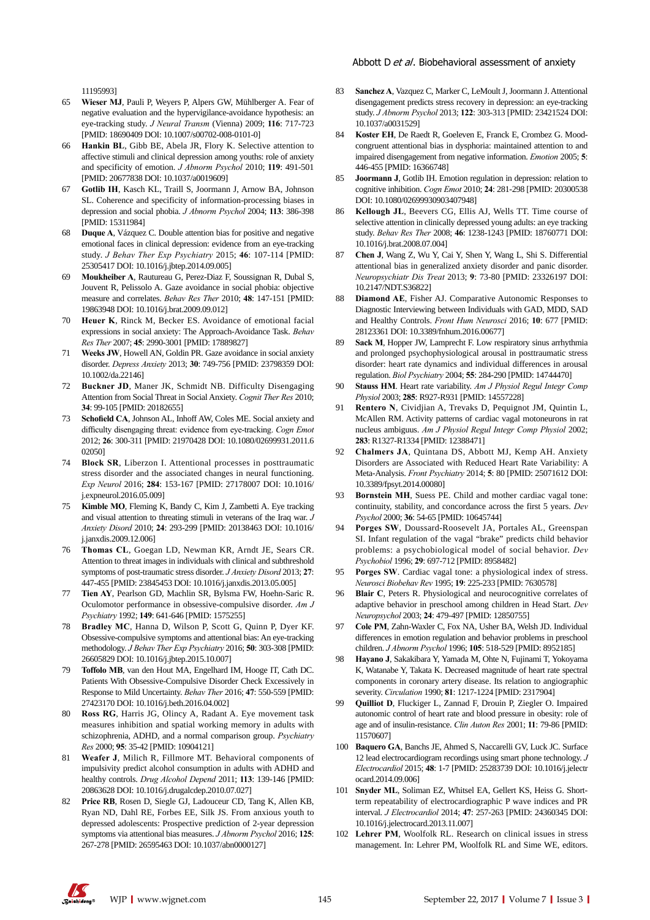11195993]

65 **Wieser MJ**, Pauli P, Weyers P, Alpers GW, Mühlberger A. Fear of negative evaluation and the hypervigilance-avoidance hypothesis: an eye-tracking study. *J Neural Transm* (Vienna) 2009; **116**: 717-723 [PMID: 18690409 DOI: 10.1007/s00702-008-0101-0]

66 **Hankin BL**, Gibb BE, Abela JR, Flory K. Selective attention to affective stimuli and clinical depression among youths: role of anxiety and specificity of emotion. *J Abnorm Psychol* 2010; **119**: 491-501 [PMID: 20677838 DOI: 10.1037/a0019609]

67 **Gotlib IH**, Kasch KL, Traill S, Joormann J, Arnow BA, Johnson SL. Coherence and specificity of information-processing biases in depression and social phobia. *J Abnorm Psychol* 2004; **113**: 386-398 [PMID: 15311984]

68 **Duque A**, Vázquez C. Double attention bias for positive and negative emotional faces in clinical depression: evidence from an eye-tracking study. *J Behav Ther Exp Psychiatry* 2015; **46**: 107-114 [PMID: 25305417 DOI: 10.1016/j.jbtep.2014.09.005]

69 **Moukheiber A**, Rautureau G, Perez-Diaz F, Soussignan R, Dubal S, Jouvent R, Pelissolo A. Gaze avoidance in social phobia: objective measure and correlates. *Behav Res Ther* 2010; **48**: 147-151 [PMID: 19863948 DOI: 10.1016/j.brat.2009.09.012]

70 **Heuer K**, Rinck M, Becker ES. Avoidance of emotional facial expressions in social anxiety: The Approach-Avoidance Task. *Behav Res Ther* 2007; **45**: 2990-3001 [PMID: 17889827]

71 **Weeks JW**, Howell AN, Goldin PR. Gaze avoidance in social anxiety disorder. *Depress Anxiety* 2013; **30**: 749-756 [PMID: 23798359 DOI: 10.1002/da.22146]

72 **Buckner JD**, Maner JK, Schmidt NB. Difficulty Disengaging Attention from Social Threat in Social Anxiety. *Cognit Ther Res* 2010; **34**: 99-105 [PMID: 20182655]

73 **Schofield CA**, Johnson AL, Inhoff AW, Coles ME. Social anxiety and difficulty disengaging threat: evidence from eye-tracking. *Cogn Emot* 2012; **26**: 300-311 [PMID: 21970428 DOI: 10.1080/02699931.2011.602050]

74 **Block SR**, Liberzon I. Attentional processes in posttraumatic stress disorder and the associated changes in neural functioning. *Exp Neurol* 2016; **284**: 153-167 [PMID: 27178007 DOI: 10.1016/j.expneurol.2016.05.009]

75 **Kimble MO**, Fleming K, Bandy C, Kim J, Zambetti A. Eye tracking and visual attention to threating stimuli in veterans of the Iraq war. *J Anxiety Disord* 2010; **24**: 293-299 [PMID: 20138463 DOI: 10.1016/j.janxdis.2009.12.006]

76 **Thomas CL**, Goegan LD, Newman KR, Arndt JE, Sears CR. Attention to threat images in individuals with clinical and subthreshold symptoms of post-traumatic stress disorder. *J Anxiety Disord* 2013; **27**: 447-455 [PMID: 23845453 DOI: 10.1016/j.janxdis.2013.05.005]

77 **Tien AY**, Pearlson GD, Machlin SR, Bylsma FW, Hoehn-Saric R. Oculomotor performance in obsessive-compulsive disorder. *Am J Psychiatry* 1992; **149**: 641-646 [PMID: 1575255]

78 **Bradley MC**, Hanna D, Wilson P, Scott G, Quinn P, Dyer KF. Obsessive-compulsive symptoms and attentional bias: An eye-tracking methodology. *J Behav Ther Exp Psychiatry* 2016; **50**: 303-308 [PMID: 26605829 DOI: 10.1016/j.jbtep.2015.10.007]

79 **Toffolo MB**, van den Hout MA, Engelhard IM, Hooge IT, Cath DC. Patients With Obsessive-Compulsive Disorder Check Excessively in Response to Mild Uncertainty. *Behav Ther* 2016; **47**: 550-559 [PMID: 27423170 DOI: 10.1016/j.beth.2016.04.002]

80 **Ross RG**, Harris JG, Olincy A, Radant A. Eye movement task measures inhibition and spatial working memory in adults with schizophrenia, ADHD, and a normal comparison group. *Psychiatry Res* 2000; **95**: 35-42 [PMID: 10904121]

81 **Weafer J**, Milich R, Fillmore MT. Behavioral components of impulsivity predict alcohol consumption in adults with ADHD and healthy controls. *Drug Alcohol Depend* 2011; **113**: 139-146 [PMID: 20863628 DOI: 10.1016/j.drugalcdep.2010.07.027]

82 **Price RB**, Rosen D, Siegle GJ, Ladouceur CD, Tang K, Allen KB, Ryan ND, Dahl RE, Forbes EE, Silk JS. From anxious youth to depressed adolescents: Prospective prediction of 2-year depression symptoms via attentional bias measures. *J Abnorm Psychol* 2016; **125**: 267-278 [PMID: 26595463 DOI: 10.1037/abn0000127]

83 **Sanchez A**, Vazquez C, Marker C, LeMoult J, Joormann J. Attentional disengagement predicts stress recovery in depression: an eye-tracking study. *J Abnorm Psychol* 2013; **122**: 303-313 [PMID: 23421524 DOI: 10.1037/a0031529]

84 **Koster EH**, De Raedt R, Goeleven E, Franck E, Crombez G. Mood-congruent attentional bias in dysphoria: maintained attention to and impaired disengagement from negative information. *Emotion* 2005; **5**: 446-455 [PMID: 16366748]

85 **Joormann J**, Gotlib IH. Emotion regulation in depression: relation to cognitive inhibition. *Cogn Emot* 2010; **24**: 281-298 [PMID: 20300538 DOI: 10.1080/02699930903407948]

86 **Kellough JL**, Beevers CG, Ellis AJ, Wells TT. Time course of selective attention in clinically depressed young adults: an eye tracking study. *Behav Res Ther* 2008; **46**: 1238-1243 [PMID: 18760771 DOI: 10.1016/j.brat.2008.07.004]

87 **Chen J**, Wang Z, Wu Y, Cai Y, Shen Y, Wang L, Shi S. Differential attentional bias in generalized anxiety disorder and panic disorder. *Neuropsychiatr Dis Treat* 2013; **9**: 73-80 [PMID: 23326197 DOI: 10.2147/NDT.S36822]

88 **Diamond AE**, Fisher AJ. Comparative Autonomic Responses to Diagnostic Interviewing between Individuals with GAD, MDD, SAD and Healthy Controls. *Front Hum Neurosci* 2016; **10**: 677 [PMID: 28123361 DOI: 10.3389/fnhum.2016.00677]

89 **Sack M**, Hopper JW, Lamprecht F. Low respiratory sinus arrhythmia and prolonged psychophysiological arousal in posttraumatic stress disorder: heart rate dynamics and individual differences in arousal regulation. *Biol Psychiatry* 2004; **55**: 284-290 [PMID: 14744470]

90 **Stauss HM**. Heart rate variability. *Am J Physiol Regul Integr Comp Physiol* 2003; **285**: R927-R931 [PMID: 14557228]

91 **Rentero N**, Cividjian A, Trevaks D, Pequignot JM, Quintin L, McAllen RM. Activity patterns of cardiac vagal motoneurons in rat nucleus ambiguus. *Am J Physiol Regul Integr Comp Physiol* 2002; **283**: R1327-R1334 [PMID: 12388471]

92 **Chalmers JA**, Quintana DS, Abbott MJ, Kemp AH. Anxiety Disorders are Associated with Reduced Heart Rate Variability: A Meta-Analysis. *Front Psychiatry* 2014; **5**: 80 [PMID: 25071612 DOI: 10.3389/fpsyt.2014.00080]

93 **Bornstein MH**, Suess PE. Child and mother cardiac vagal tone: continuity, stability, and concordance across the first 5 years. *Dev Psychol* 2000; **36**: 54-65 [PMID: 10645744]

94 **Porges SW**, Doussard-Roosevelt JA, Portales AL, Greenspan SI. Infant regulation of the vagal "brake" predicts child behavior problems: a psychobiological model of social behavior. *Dev Psychobiol* 1996; **29**: 697-712 [PMID: 8958482]

95 **Porges SW**. Cardiac vagal tone: a physiological index of stress. *Neurosci Biobehav Rev* 1995; **19**: 225-233 [PMID: 7630578]

96 **Blair C**, Peters R. Physiological and neurocognitive correlates of adaptive behavior in preschool among children in Head Start. *Dev Neuropsychol* 2003; **24**: 479-497 [PMID: 12850755]

97 **Cole PM**, Zahn-Waxler C, Fox NA, Usher BA, Welsh JD. Individual differences in emotion regulation and behavior problems in preschool children. *J Abnorm Psychol* 1996; **105**: 518-529 [PMID: 8952185]

98 **Hayano J**, Sakakibara Y, Yamada M, Ohte N, Fujinami T, Yokoyama K, Watanabe Y, Takata K. Decreased magnitude of heart rate spectral components in coronary artery disease. Its relation to angiographic severity. *Circulation* 1990; **81**: 1217-1224 [PMID: 2317904]

99 **Quilliot D**, Fluckiger L, Zannad F, Drouin P, Ziegler O. Impaired autonomic control of heart rate and blood pressure in obesity: role of age and of insulin-resistance. *Clin Auton Res* 2001; **11**: 79-86 [PMID: 11570607]

100 **Baquero GA**, Banchs JE, Ahmed S, Naccarelli GV, Luck JC. Surface 12 lead electrocardiogram recordings using smart phone technology. *J Electrocardiol* 2015; **48**: 1-7 [PMID: 25283739 DOI: 10.1016/j.jelectrocard.2014.09.006]

101 **Snyder ML**, Soliman EZ, Whitsel EA, Gellert KS, Heiss G. Short-term repeatability of electrocardiographic P wave indices and PR interval. *J Electrocardiol* 2014; **47**: 257-263 [PMID: 24360345 DOI: 10.1016/j.jelectrocard.2013.11.007]

102 **Lehrer PM**, Woolfolk RL. Research on clinical issues in stress management. In: Lehrer PM, Woolfolk RL and Sime WE, editors.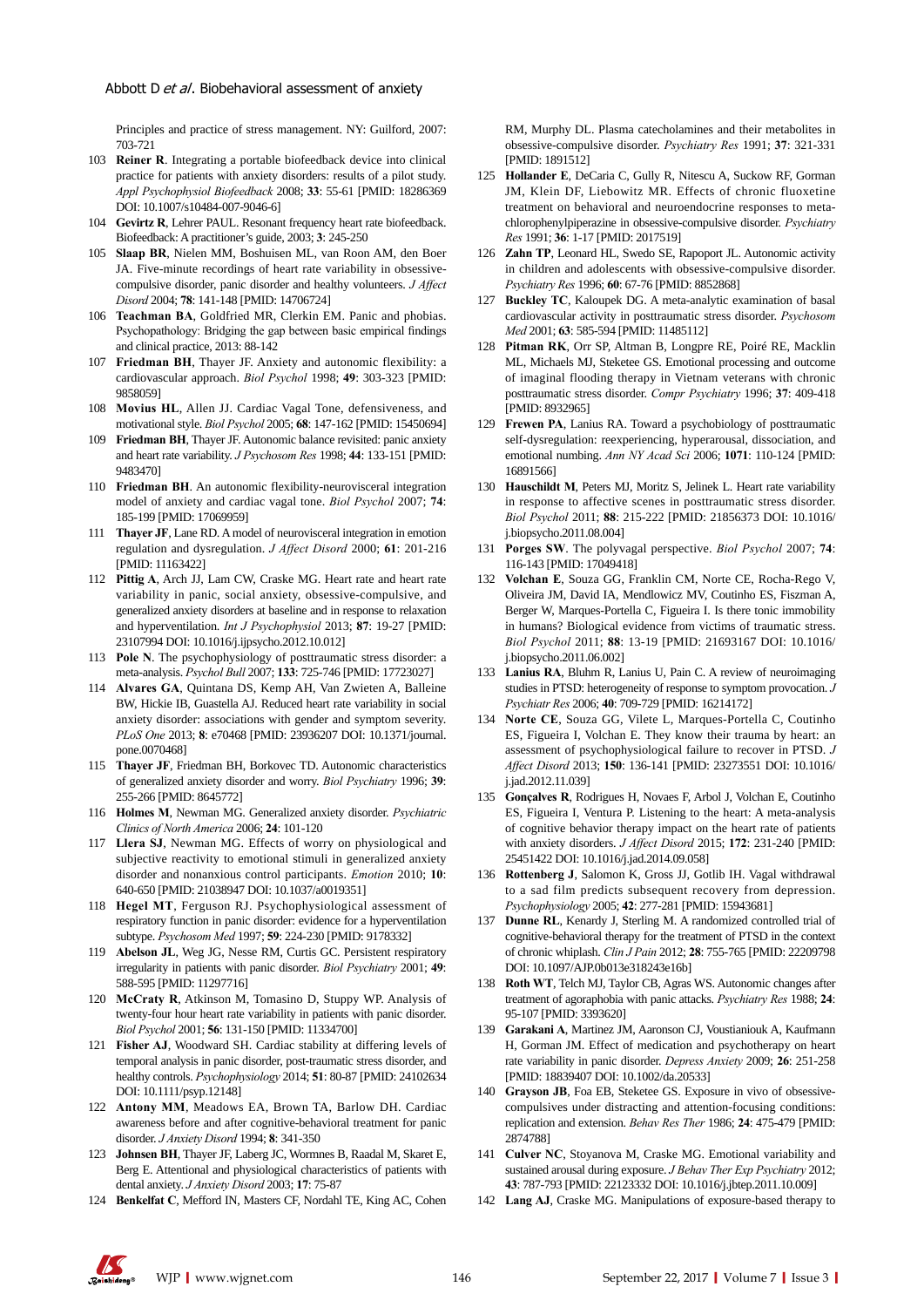Principles and practice of stress management. NY: Guilford, 2007: 703-721

103 **Reiner R**. Integrating a portable biofeedback device into clinical practice for patients with anxiety disorders: results of a pilot study. *Appl Psychophysiol Biofeedback* 2008; **33**: 55-61 [PMID: 18286369 DOI: 10.1007/s10484-007-9046-6]

104 **Gevirtz R**, Lehrer PAUL. Resonant frequency heart rate biofeedback. Biofeedback: A practitioner's guide, 2003; **3**: 245-250

105 **Slaap BR**, Nielen MM, Boshuisen ML, van Roon AM, den Boer JA. Five-minute recordings of heart rate variability in obsessive-compulsive disorder, panic disorder and healthy volunteers. *J Affect Disord* 2004; **78**: 141-148 [PMID: 14706724]

106 **Teachman BA**, Goldfried MR, Clerkin EM. Panic and phobias. Psychopathology: Bridging the gap between basic empirical findings and clinical practice, 2013: 88-142

107 **Friedman BH**, Thayer JF. Anxiety and autonomic flexibility: a cardiovascular approach. *Biol Psychol* 1998; **49**: 303-323 [PMID: 9858059]

108 **Movius HL**, Allen JJ. Cardiac Vagal Tone, defensiveness, and motivational style. *Biol Psychol* 2005; **68**: 147-162 [PMID: 15450694]

109 **Friedman BH**, Thayer JF. Autonomic balance revisited: panic anxiety and heart rate variability. *J Psychosom Res* 1998; **44**: 133-151 [PMID: 9483470]

110 **Friedman BH**. An autonomic flexibility-neurovisceral integration model of anxiety and cardiac vagal tone. *Biol Psychol* 2007; **74**: 185-199 [PMID: 17069959]

111 **Thayer JF**, Lane RD. A model of neurovisceral integration in emotion regulation and dysregulation. *J Affect Disord* 2000; **61**: 201-216 [PMID: 11163422]

112 **Pittig A**, Arch JJ, Lam CW, Craske MG. Heart rate and heart rate variability in panic, social anxiety, obsessive-compulsive, and generalized anxiety disorders at baseline and in response to relaxation and hyperventilation. *Int J Psychophysiol* 2013; **87**: 19-27 [PMID: 23107994 DOI: 10.1016/j.ijpsycho.2012.10.012]

113 **Pole N**. The psychophysiology of posttraumatic stress disorder: a meta-analysis. *Psychol Bull* 2007; **133**: 725-746 [PMID: 17723027]

114 **Alvares GA**, Quintana DS, Kemp AH, Van Zwieten A, Balleine BW, Hickie IB, Guastella AJ. Reduced heart rate variability in social anxiety disorder: associations with gender and symptom severity. *PLoS One* 2013; **8**: e70468 [PMID: 23936207 DOI: 10.1371/journal.pone.0070468]

115 **Thayer JF**, Friedman BH, Borkovec TD. Autonomic characteristics of generalized anxiety disorder and worry. *Biol Psychiatry* 1996; **39**: 255-266 [PMID: 8645772]

116 **Holmes M**, Newman MG. Generalized anxiety disorder. *Psychiatric Clinics of North America* 2006; **24**: 101-120

117 **Llera SJ**, Newman MG. Effects of worry on physiological and subjective reactivity to emotional stimuli in generalized anxiety disorder and nonanxious control participants. *Emotion* 2010; **10**: 640-650 [PMID: 21038947 DOI: 10.1037/a0019351]

118 **Hegel MT**, Ferguson RJ. Psychophysiological assessment of respiratory function in panic disorder: evidence for a hyperventilation subtype. *Psychosom Med* 1997; **59**: 224-230 [PMID: 9178332]

119 **Abelson JL**, Weg JG, Nesse RM, Curtis GC. Persistent respiratory irregularity in patients with panic disorder. *Biol Psychiatry* 2001; **49**: 588-595 [PMID: 11297716]

120 **McCraty R**, Atkinson M, Tomasino D, Stuppy WP. Analysis of twenty-four hour heart rate variability in patients with panic disorder. *Biol Psychol* 2001; **56**: 131-150 [PMID: 11334700]

121 **Fisher AJ**, Woodward SH. Cardiac stability at differing levels of temporal analysis in panic disorder, post-traumatic stress disorder, and healthy controls. *Psychophysiology* 2014; **51**: 80-87 [PMID: 24102634 DOI: 10.1111/psyp.12148]

122 **Antony MM**, Meadows EA, Brown TA, Barlow DH. Cardiac awareness before and after cognitive-behavioral treatment for panic disorder. *J Anxiety Disord* 1994; **8**: 341-350

123 **Johnsen BH**, Thayer JF, Laberg JC, Wormnes B, Raadal M, Skaret E, Berg E. Attentional and physiological characteristics of patients with dental anxiety. *J Anxiety Disord* 2003; **17**: 75-87

124 **Benkelfat C**, Mefford IN, Masters CF, Nordahl TE, King AC, Cohen RM, Murphy DL. Plasma catecholamines and their metabolites in obsessive-compulsive disorder. *Psychiatry Res* 1991; **37**: 321-331 [PMID: 1891512]

125 **Hollander E**, DeCaria C, Gully R, Nitescu A, Suckow RF, Gorman JM, Klein DF, Liebowitz MR. Effects of chronic fluoxetine treatment on behavioral and neuroendocrine responses to meta-chlorophenylpiperazine in obsessive-compulsive disorder. *Psychiatry Res* 1991; **36**: 1-17 [PMID: 2017519]

126 **Zahn TP**, Leonard HL, Swedo SE, Rapoport JL. Autonomic activity in children and adolescents with obsessive-compulsive disorder. *Psychiatry Res* 1996; **60**: 67-76 [PMID: 8852868]

127 **Buckley TC**, Kaloupek DG. A meta-analytic examination of basal cardiovascular activity in posttraumatic stress disorder. *Psychosom Med* 2001; **63**: 585-594 [PMID: 11485112]

128 **Pitman RK**, Orr SP, Altman B, Longpre RE, Poiré RE, Macklin ML, Michaels MJ, Steketee GS. Emotional processing and outcome of imaginal flooding therapy in Vietnam veterans with chronic posttraumatic stress disorder. *Compr Psychiatry* 1996; **37**: 409-418 [PMID: 8932965]

129 **Frewen PA**, Lanius RA. Toward a psychobiology of posttraumatic self-dysregulation: reexperiencing, hyperarousal, dissociation, and emotional numbing. *Ann NY Acad Sci* 2006; **1071**: 110-124 [PMID: 16891566]

130 **Hauschildt M**, Peters MJ, Moritz S, Jelinek L. Heart rate variability in response to affective scenes in posttraumatic stress disorder. *Biol Psychol* 2011; **88**: 215-222 [PMID: 21856373 DOI: 10.1016/j.biopsycho.2011.08.004]

131 **Porges SW**. The polyvagal perspective. *Biol Psychol* 2007; **74**: 116-143 [PMID: 17049418]

132 **Volchan E**, Souza GG, Franklin CM, Norte CE, Rocha-Rego V, Oliveira JM, David IA, Mendlowicz MV, Coutinho ES, Fiszman A, Berger W, Marques-Portella C, Figueira I. Is there tonic immobility in humans? Biological evidence from victims of traumatic stress. *Biol Psychol* 2011; **88**: 13-19 [PMID: 21693167 DOI: 10.1016/j.biopsycho.2011.06.002]

133 **Lanius RA**, Bluhm R, Lanius U, Pain C. A review of neuroimaging studies in PTSD: heterogeneity of response to symptom provocation. *J Psychiatr Res* 2006; **40**: 709-729 [PMID: 16214172]

134 **Norte CE**, Souza GG, Vilete L, Marques-Portella C, Coutinho ES, Figueira I, Volchan E. They know their trauma by heart: an assessment of psychophysiological failure to recover in PTSD. *J Affect Disord* 2013; **150**: 136-141 [PMID: 23273551 DOI: 10.1016/j.jad.2012.11.039]

135 **Gonçalves R**, Rodrigues H, Novaes F, Arbol J, Volchan E, Coutinho ES, Figueira I, Ventura P. Listening to the heart: A meta-analysis of cognitive behavior therapy impact on the heart rate of patients with anxiety disorders. *J Affect Disord* 2015; **172**: 231-240 [PMID: 25451422 DOI: 10.1016/j.jad.2014.09.058]

136 **Rottenberg J**, Salomon K, Gross JJ, Gotlib IH. Vagal withdrawal to a sad film predicts subsequent recovery from depression. *Psychophysiology* 2005; **42**: 277-281 [PMID: 15943681]

137 **Dunne RL**, Kenardy J, Sterling M. A randomized controlled trial of cognitive-behavioral therapy for the treatment of PTSD in the context of chronic whiplash. *Clin J Pain* 2012; **28**: 755-765 [PMID: 22209798 DOI: 10.1097/AJP.0b013e318243e16b]

138 **Roth WT**, Telch MJ, Taylor CB, Agras WS. Autonomic changes after treatment of agoraphobia with panic attacks. *Psychiatry Res* 1988; **24**: 95-107 [PMID: 3393620]

139 **Garakani A**, Martinez JM, Aaronson CJ, Voustianiouk A, Kaufmann H, Gorman JM. Effect of medication and psychotherapy on heart rate variability in panic disorder. *Depress Anxiety* 2009; **26**: 251-258 [PMID: 18839407 DOI: 10.1002/da.20533]

140 **Grayson JB**, Foa EB, Steketee GS. Exposure in vivo of obsessive-compulsives under distracting and attention-focusing conditions: replication and extension. *Behav Res Ther* 1986; **24**: 475-479 [PMID: 2874788]

141 **Culver NC**, Stoyanova M, Craske MG. Emotional variability and sustained arousal during exposure. *J Behav Ther Exp Psychiatry* 2012; **43**: 787-793 [PMID: 22123332 DOI: 10.1016/j.jbtep.2011.10.009]

142 **Lang AJ**, Craske MG. Manipulations of exposure-based therapy to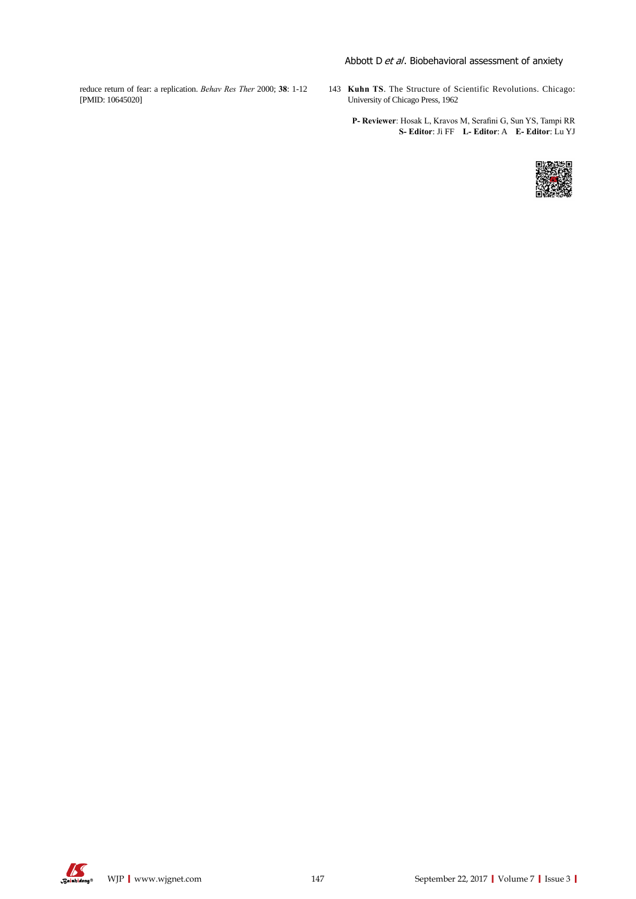reduce return of fear: a replication. *Behav Res Ther* 2000; **38**: 1-12 [PMID: 10645020]

143 **Kuhn TS**. The Structure of Scientific Revolutions. Chicago: University of Chicago Press, 1962

**P- Reviewer**: Hosak L, Kravos M, Serafini G, Sun YS, Tampi RR
**S- Editor**: Ji FF **L- Editor**: A **E- Editor**: Lu YJ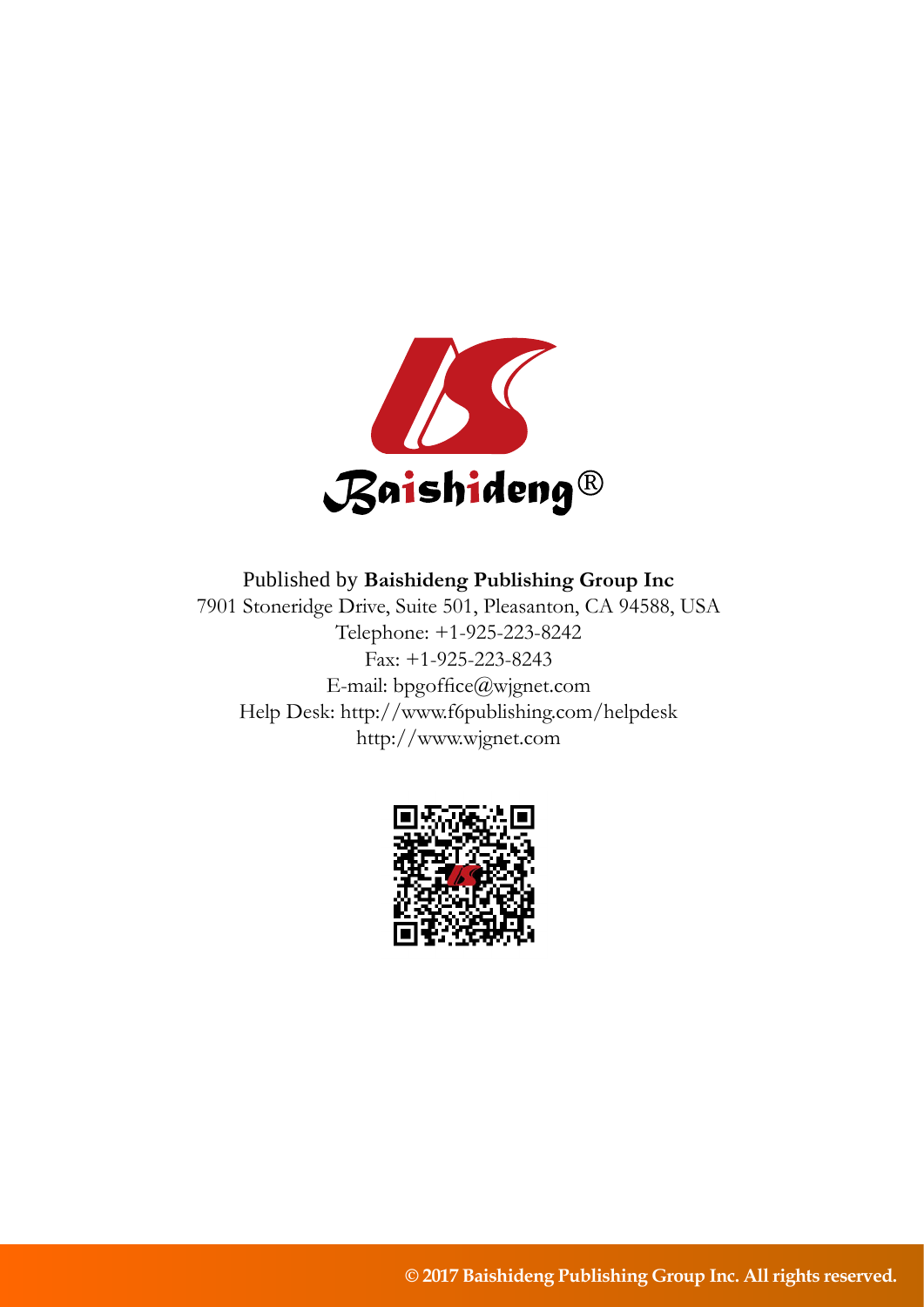Baishideng®

Published by **Baishideng Publishing Group Inc**

7901 Stoneridge Drive, Suite 501, Pleasanton, CA 94588, USA

Telephone: +1-925-223-8242

Fax: +1-925-223-8243

E-mail: bpgoffice@wjgnet.com

Help Desk: http://www.f6publishing.com/helpdesk

http://www.wjgnet.com

**© 2017 Baishideng Publishing Group Inc. All rights reserved.**